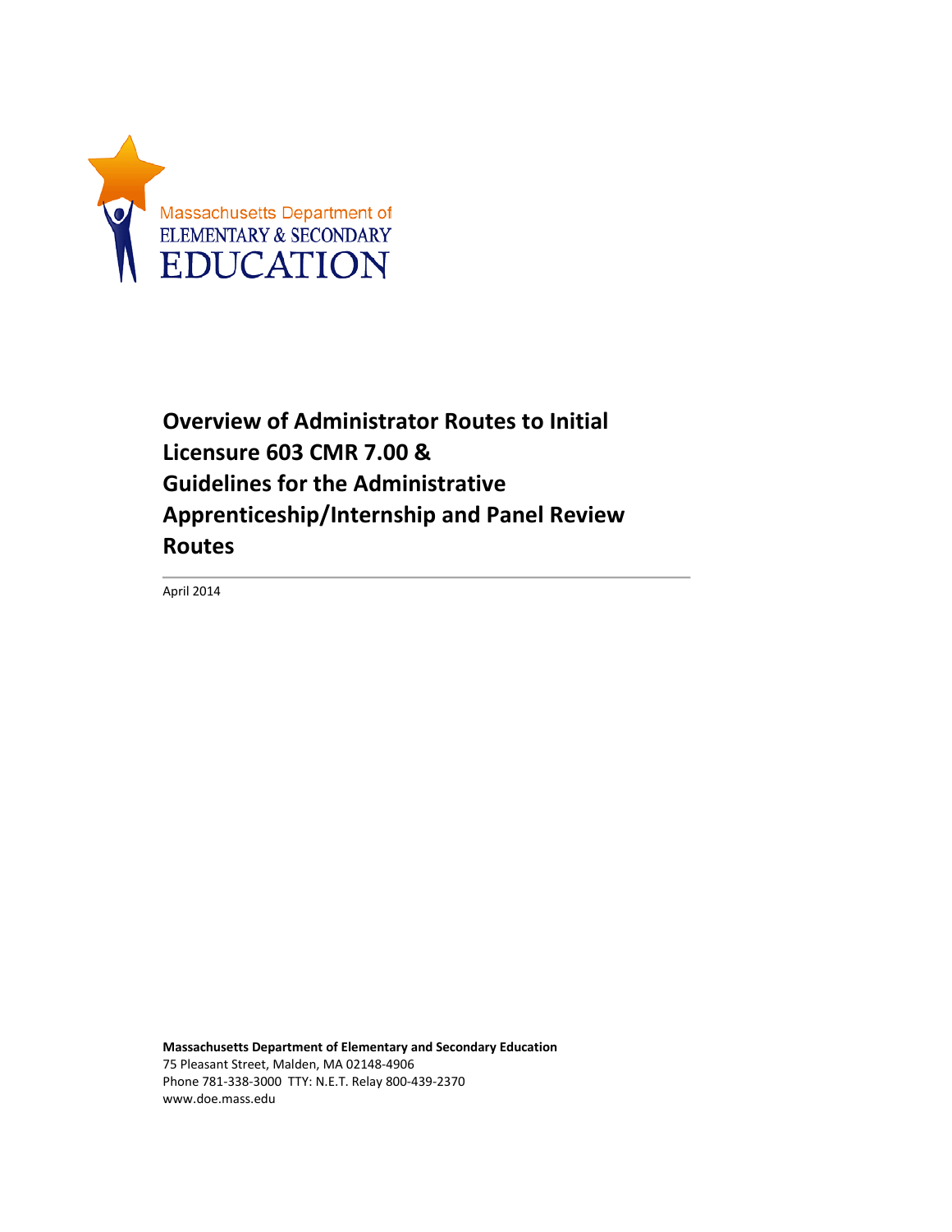Massachusetts Department of
ELEMENTARY & SECONDARY
EDUCATION

# Overview of Administrator Routes to Initial Licensure 603 CMR 7.00 & Guidelines for the Administrative Apprenticeship/Internship and Panel Review Routes

April 2014

**Massachusetts Department of Elementary and Secondary Education**
75 Pleasant Street, Malden, MA 02148-4906
Phone 781-338-3000 TTY: N.E.T. Relay 800-439-2370
www.doe.mass.edu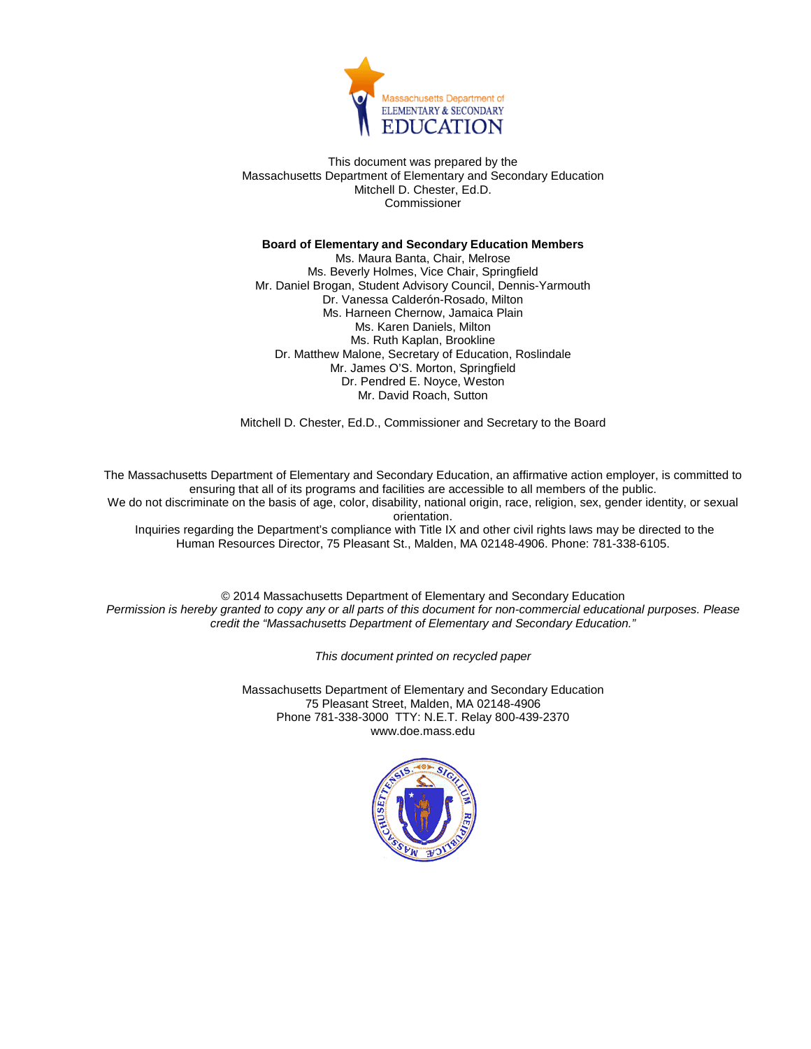This document was prepared by the
Massachusetts Department of Elementary and Secondary Education
Mitchell D. Chester, Ed.D.
Commissioner

**Board of Elementary and Secondary Education Members**

Ms. Maura Banta, Chair, Melrose
Ms. Beverly Holmes, Vice Chair, Springfield
Mr. Daniel Brogan, Student Advisory Council, Dennis-Yarmouth
Dr. Vanessa Calderón-Rosado, Milton
Ms. Harneen Chernow, Jamaica Plain
Ms. Karen Daniels, Milton
Ms. Ruth Kaplan, Brookline
Dr. Matthew Malone, Secretary of Education, Roslindale
Mr. James O'S. Morton, Springfield
Dr. Pendred E. Noyce, Weston
Mr. David Roach, Sutton

Mitchell D. Chester, Ed.D., Commissioner and Secretary to the Board

The Massachusetts Department of Elementary and Secondary Education, an affirmative action employer, is committed to ensuring that all of its programs and facilities are accessible to all members of the public.
We do not discriminate on the basis of age, color, disability, national origin, race, religion, sex, gender identity, or sexual orientation.
Inquiries regarding the Department's compliance with Title IX and other civil rights laws may be directed to the Human Resources Director, 75 Pleasant St., Malden, MA 02148-4906. Phone: 781-338-6105.

© 2014 Massachusetts Department of Elementary and Secondary Education
*Permission is hereby granted to copy any or all parts of this document for non-commercial educational purposes. Please credit the "Massachusetts Department of Elementary and Secondary Education."*

*This document printed on recycled paper*

Massachusetts Department of Elementary and Secondary Education
75 Pleasant Street, Malden, MA 02148-4906
Phone 781-338-3000 TTY: N.E.T. Relay 800-439-2370
www.doe.mass.edu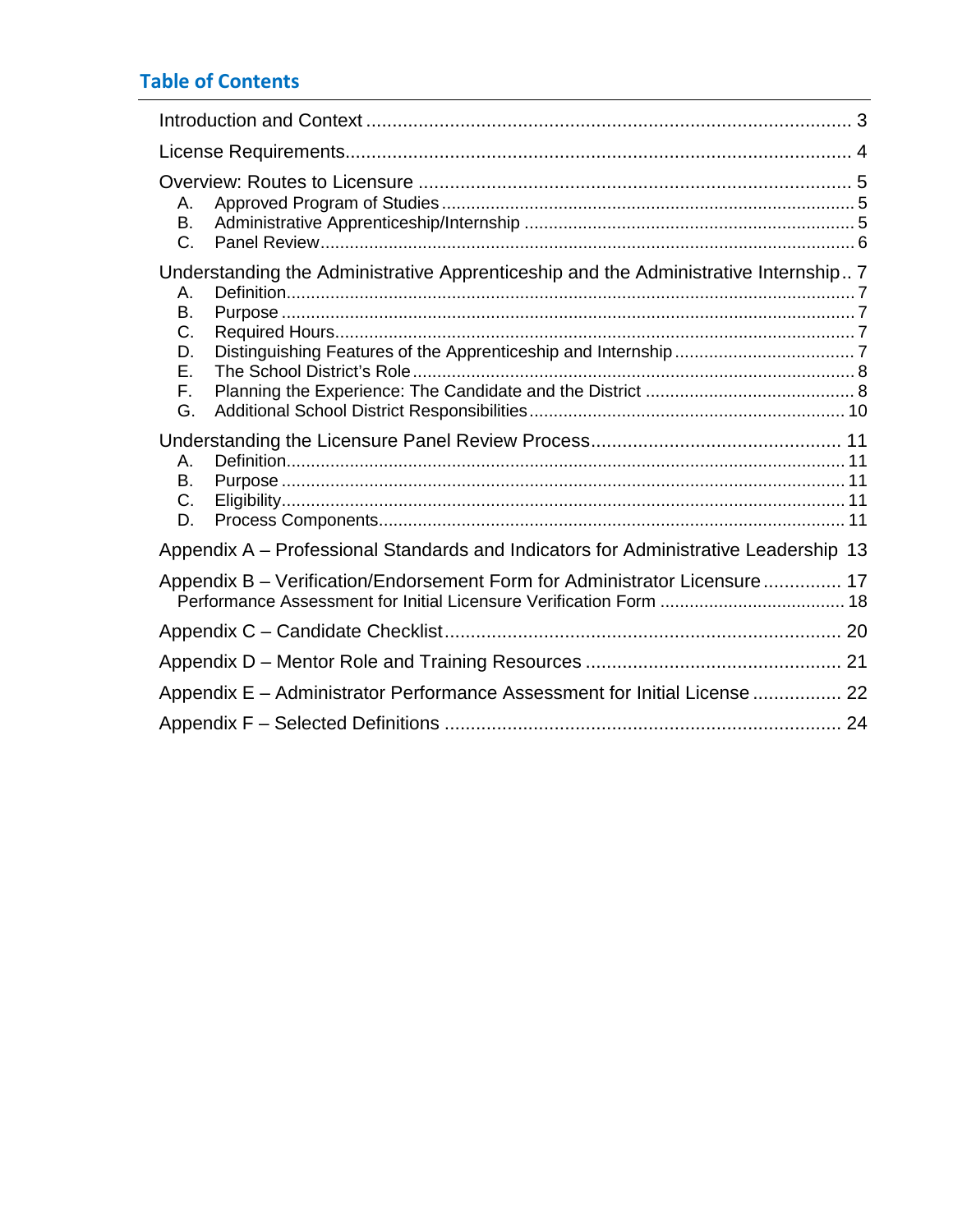## Table of Contents

Introduction and Context ............................................................................................ 3

License Requirements................................................................................................ 4

Overview: Routes to Licensure ................................................................................... 5
- A. Approved Program of Studies ................................................................................ 5
- B. Administrative Apprenticeship/Internship ............................................................... 5
- C. Panel Review........................................................................................................ 6

Understanding the Administrative Apprenticeship and the Administrative Internship.. 7
- A. Definition................................................................................................................ 7
- B. Purpose ................................................................................................................. 7
- C. Required Hours...................................................................................................... 7
- D. Distinguishing Features of the Apprenticeship and Internship ................................. 7
- E. The School District's Role ....................................................................................... 8
- F. Planning the Experience: The Candidate and the District ........................................ 8
- G. Additional School District Responsibilities ............................................................ 10

Understanding the Licensure Panel Review Process................................................ 11
- A. Definition.............................................................................................................. 11
- B. Purpose ............................................................................................................... 11
- C. Eligibility............................................................................................................... 11
- D. Process Components............................................................................................ 11

Appendix A – Professional Standards and Indicators for Administrative Leadership 13

Appendix B – Verification/Endorsement Form for Administrator Licensure ............... 17
- Performance Assessment for Initial Licensure Verification Form ............................... 18

Appendix C – Candidate Checklist........................................................................... 20

Appendix D – Mentor Role and Training Resources ................................................. 21

Appendix E – Administrator Performance Assessment for Initial License ................. 22

Appendix F – Selected Definitions ........................................................................... 24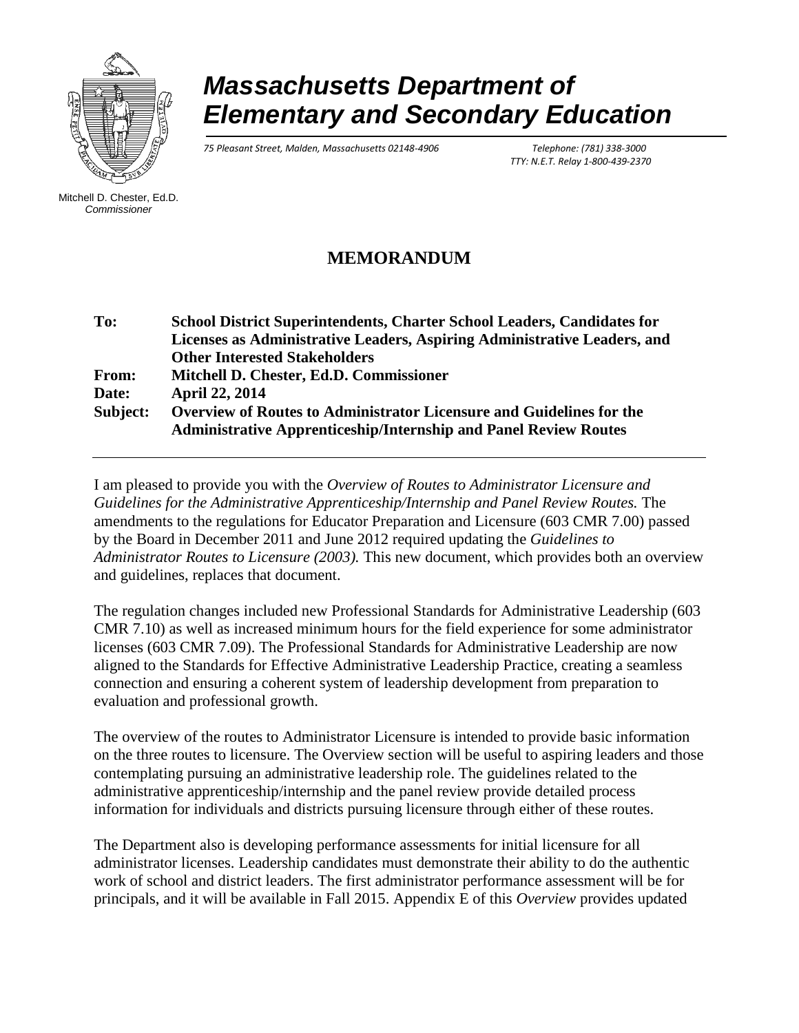# Massachusetts Department of Elementary and Secondary Education

*75 Pleasant Street, Malden, Massachusetts 02148-4906* *Telephone: (781) 338-3000*
*TTY: N.E.T. Relay 1-800-439-2370*

Mitchell D. Chester, Ed.D.
*Commissioner*

## MEMORANDUM

| | |
|---|---|
| **To:** | **School District Superintendents, Charter School Leaders, Candidates for Licenses as Administrative Leaders, Aspiring Administrative Leaders, and Other Interested Stakeholders** |
| **From:** | **Mitchell D. Chester, Ed.D. Commissioner** |
| **Date:** | **April 22, 2014** |
| **Subject:** | **Overview of Routes to Administrator Licensure and Guidelines for the Administrative Apprenticeship/Internship and Panel Review Routes** |

---

I am pleased to provide you with the *Overview of Routes to Administrator Licensure and Guidelines for the Administrative Apprenticeship/Internship and Panel Review Routes.* The amendments to the regulations for Educator Preparation and Licensure (603 CMR 7.00) passed by the Board in December 2011 and June 2012 required updating the *Guidelines to Administrator Routes to Licensure (2003).* This new document, which provides both an overview and guidelines, replaces that document.

The regulation changes included new Professional Standards for Administrative Leadership (603 CMR 7.10) as well as increased minimum hours for the field experience for some administrator licenses (603 CMR 7.09). The Professional Standards for Administrative Leadership are now aligned to the Standards for Effective Administrative Leadership Practice, creating a seamless connection and ensuring a coherent system of leadership development from preparation to evaluation and professional growth.

The overview of the routes to Administrator Licensure is intended to provide basic information on the three routes to licensure. The Overview section will be useful to aspiring leaders and those contemplating pursuing an administrative leadership role. The guidelines related to the administrative apprenticeship/internship and the panel review provide detailed process information for individuals and districts pursuing licensure through either of these routes.

The Department also is developing performance assessments for initial licensure for all administrator licenses. Leadership candidates must demonstrate their ability to do the authentic work of school and district leaders. The first administrator performance assessment will be for principals, and it will be available in Fall 2015. Appendix E of this *Overview* provides updated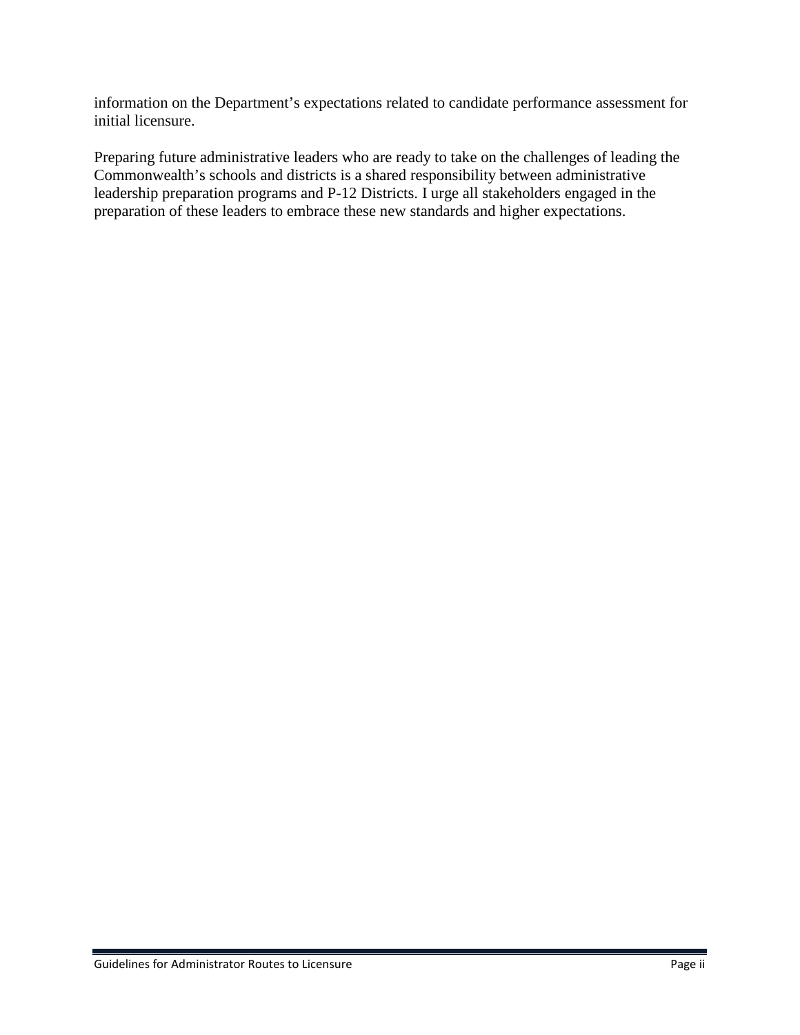information on the Department's expectations related to candidate performance assessment for initial licensure.

Preparing future administrative leaders who are ready to take on the challenges of leading the Commonwealth's schools and districts is a shared responsibility between administrative leadership preparation programs and P-12 Districts. I urge all stakeholders engaged in the preparation of these leaders to embrace these new standards and higher expectations.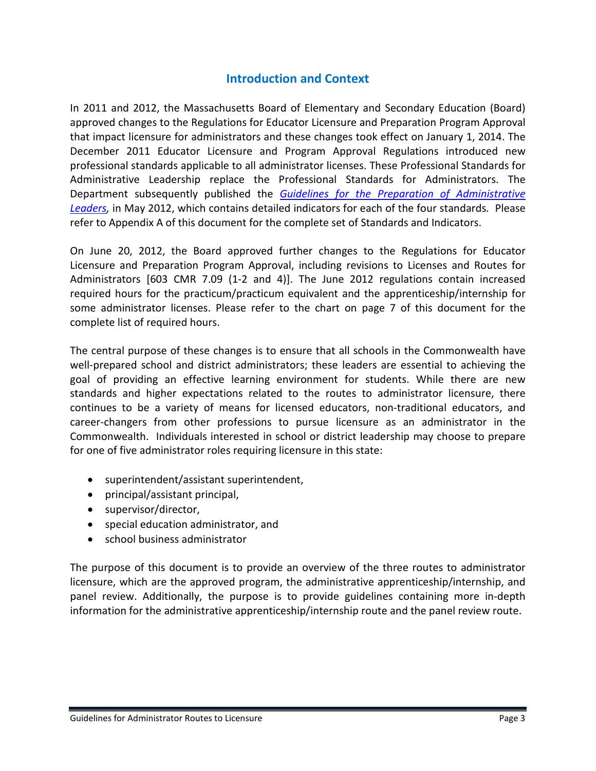## Introduction and Context

In 2011 and 2012, the Massachusetts Board of Elementary and Secondary Education (Board) approved changes to the Regulations for Educator Licensure and Preparation Program Approval that impact licensure for administrators and these changes took effect on January 1, 2014. The December 2011 Educator Licensure and Program Approval Regulations introduced new professional standards applicable to all administrator licenses. These Professional Standards for Administrative Leadership replace the Professional Standards for Administrators. The Department subsequently published the *Guidelines for the Preparation of Administrative Leaders*, in May 2012, which contains detailed indicators for each of the four standards. Please refer to Appendix A of this document for the complete set of Standards and Indicators.

On June 20, 2012, the Board approved further changes to the Regulations for Educator Licensure and Preparation Program Approval, including revisions to Licenses and Routes for Administrators [603 CMR 7.09 (1-2 and 4)]. The June 2012 regulations contain increased required hours for the practicum/practicum equivalent and the apprenticeship/internship for some administrator licenses. Please refer to the chart on page 7 of this document for the complete list of required hours.

The central purpose of these changes is to ensure that all schools in the Commonwealth have well-prepared school and district administrators; these leaders are essential to achieving the goal of providing an effective learning environment for students. While there are new standards and higher expectations related to the routes to administrator licensure, there continues to be a variety of means for licensed educators, non-traditional educators, and career-changers from other professions to pursue licensure as an administrator in the Commonwealth. Individuals interested in school or district leadership may choose to prepare for one of five administrator roles requiring licensure in this state:

- superintendent/assistant superintendent,
- principal/assistant principal,
- supervisor/director,
- special education administrator, and
- school business administrator

The purpose of this document is to provide an overview of the three routes to administrator licensure, which are the approved program, the administrative apprenticeship/internship, and panel review. Additionally, the purpose is to provide guidelines containing more in-depth information for the administrative apprenticeship/internship route and the panel review route.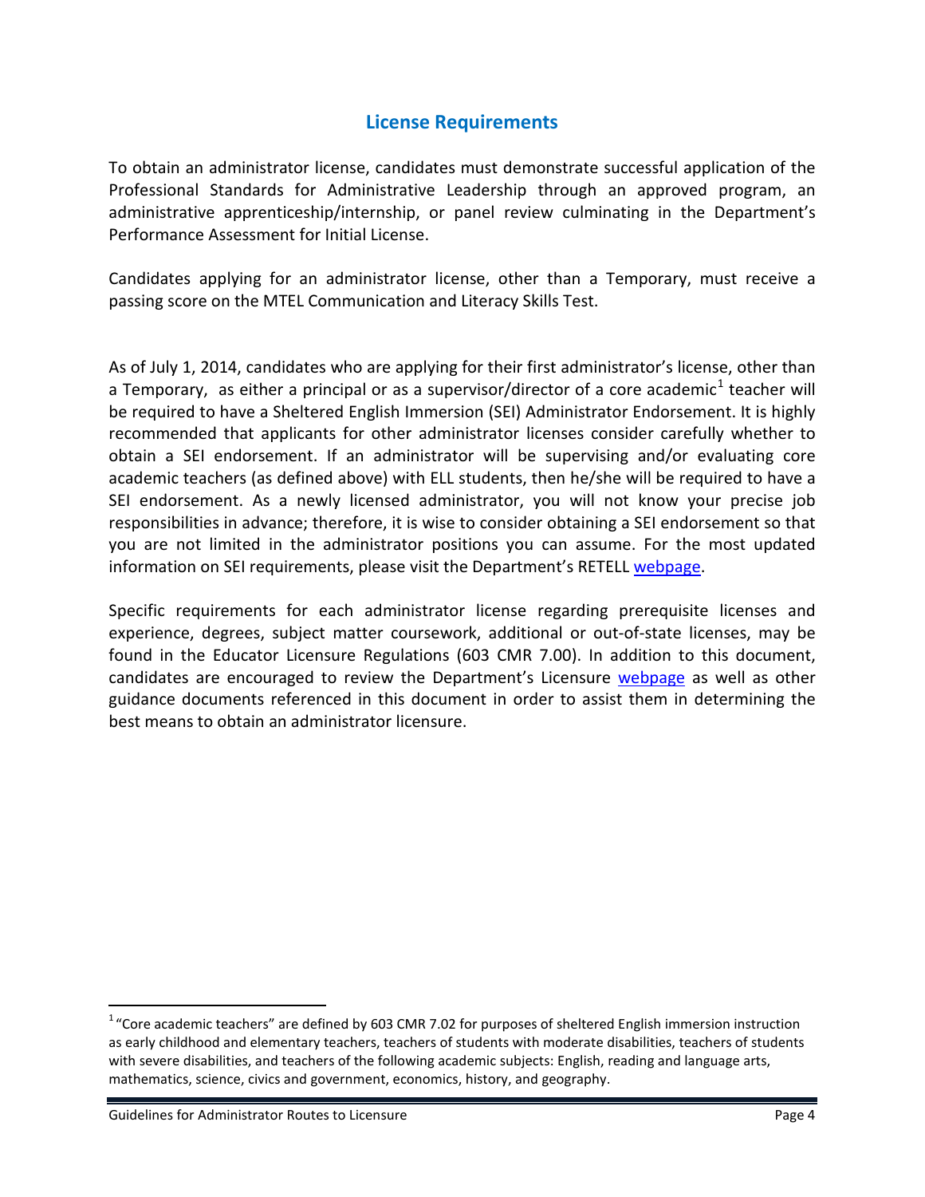## License Requirements

To obtain an administrator license, candidates must demonstrate successful application of the Professional Standards for Administrative Leadership through an approved program, an administrative apprenticeship/internship, or panel review culminating in the Department's Performance Assessment for Initial License.

Candidates applying for an administrator license, other than a Temporary, must receive a passing score on the MTEL Communication and Literacy Skills Test.

As of July 1, 2014, candidates who are applying for their first administrator's license, other than a Temporary, as either a principal or as a supervisor/director of a core academic[1] teacher will be required to have a Sheltered English Immersion (SEI) Administrator Endorsement. It is highly recommended that applicants for other administrator licenses consider carefully whether to obtain a SEI endorsement. If an administrator will be supervising and/or evaluating core academic teachers (as defined above) with ELL students, then he/she will be required to have a SEI endorsement. As a newly licensed administrator, you will not know your precise job responsibilities in advance; therefore, it is wise to consider obtaining a SEI endorsement so that you are not limited in the administrator positions you can assume. For the most updated information on SEI requirements, please visit the Department's RETELL webpage.

Specific requirements for each administrator license regarding prerequisite licenses and experience, degrees, subject matter coursework, additional or out-of-state licenses, may be found in the Educator Licensure Regulations (603 CMR 7.00). In addition to this document, candidates are encouraged to review the Department's Licensure webpage as well as other guidance documents referenced in this document in order to assist them in determining the best means to obtain an administrator licensure.

---

[1] "Core academic teachers" are defined by 603 CMR 7.02 for purposes of sheltered English immersion instruction as early childhood and elementary teachers, teachers of students with moderate disabilities, teachers of students with severe disabilities, and teachers of the following academic subjects: English, reading and language arts, mathematics, science, civics and government, economics, history, and geography.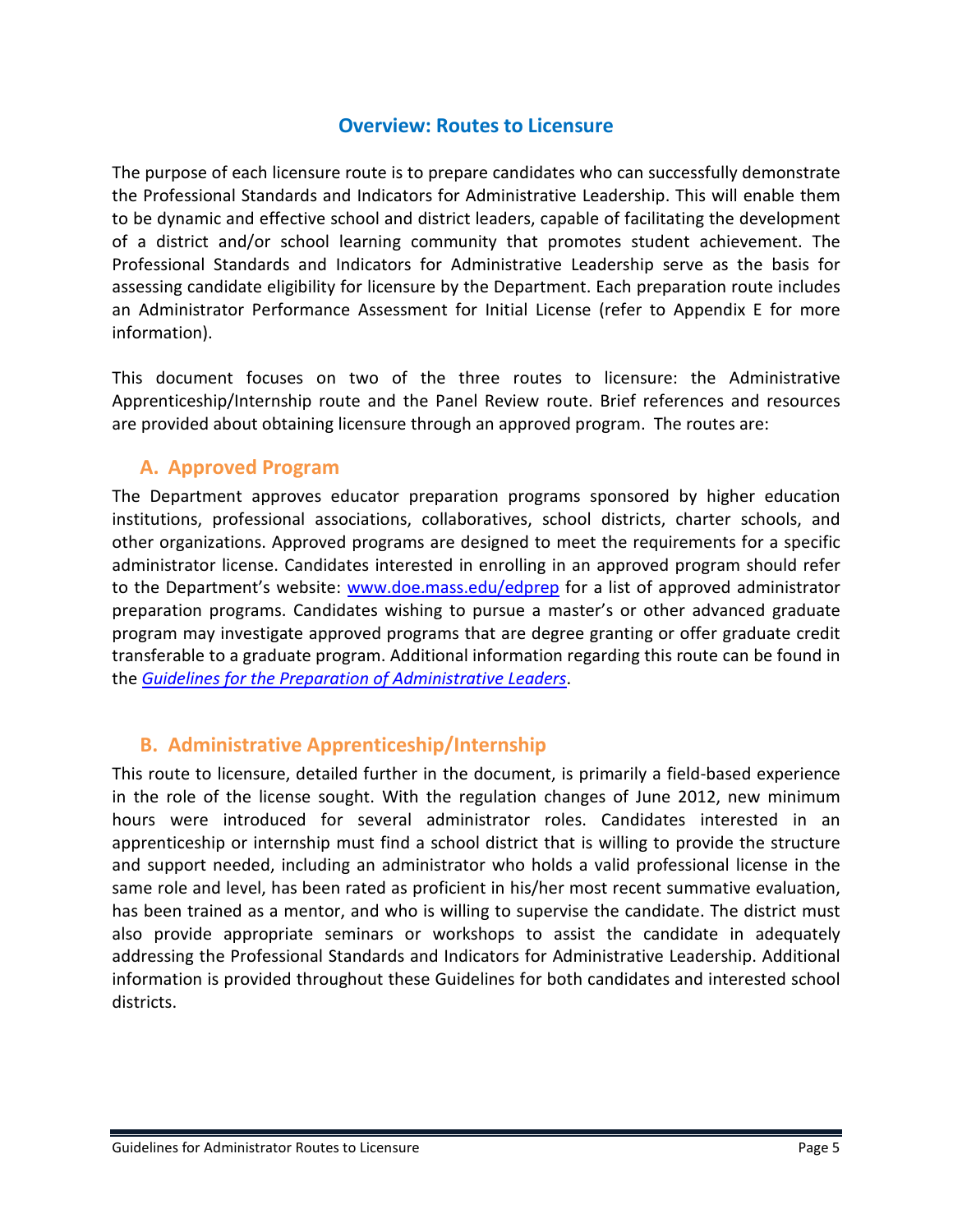## Overview: Routes to Licensure

The purpose of each licensure route is to prepare candidates who can successfully demonstrate the Professional Standards and Indicators for Administrative Leadership. This will enable them to be dynamic and effective school and district leaders, capable of facilitating the development of a district and/or school learning community that promotes student achievement. The Professional Standards and Indicators for Administrative Leadership serve as the basis for assessing candidate eligibility for licensure by the Department. Each preparation route includes an Administrator Performance Assessment for Initial License (refer to Appendix E for more information).

This document focuses on two of the three routes to licensure: the Administrative Apprenticeship/Internship route and the Panel Review route. Brief references and resources are provided about obtaining licensure through an approved program. The routes are:

### A. Approved Program

The Department approves educator preparation programs sponsored by higher education institutions, professional associations, collaboratives, school districts, charter schools, and other organizations. Approved programs are designed to meet the requirements for a specific administrator license. Candidates interested in enrolling in an approved program should refer to the Department's website: [www.doe.mass.edu/edprep](www.doe.mass.edu/edprep) for a list of approved administrator preparation programs. Candidates wishing to pursue a master's or other advanced graduate program may investigate approved programs that are degree granting or offer graduate credit transferable to a graduate program. Additional information regarding this route can be found in the *Guidelines for the Preparation of Administrative Leaders*.

### B. Administrative Apprenticeship/Internship

This route to licensure, detailed further in the document, is primarily a field-based experience in the role of the license sought. With the regulation changes of June 2012, new minimum hours were introduced for several administrator roles. Candidates interested in an apprenticeship or internship must find a school district that is willing to provide the structure and support needed, including an administrator who holds a valid professional license in the same role and level, has been rated as proficient in his/her most recent summative evaluation, has been trained as a mentor, and who is willing to supervise the candidate. The district must also provide appropriate seminars or workshops to assist the candidate in adequately addressing the Professional Standards and Indicators for Administrative Leadership. Additional information is provided throughout these Guidelines for both candidates and interested school districts.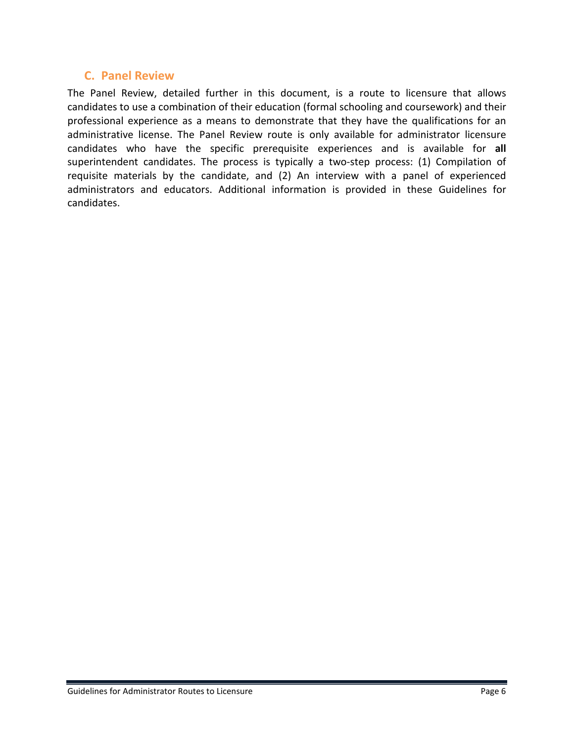## C. Panel Review

The Panel Review, detailed further in this document, is a route to licensure that allows candidates to use a combination of their education (formal schooling and coursework) and their professional experience as a means to demonstrate that they have the qualifications for an administrative license. The Panel Review route is only available for administrator licensure candidates who have the specific prerequisite experiences and is available for **all** superintendent candidates. The process is typically a two-step process: (1) Compilation of requisite materials by the candidate, and (2) An interview with a panel of experienced administrators and educators. Additional information is provided in these Guidelines for candidates.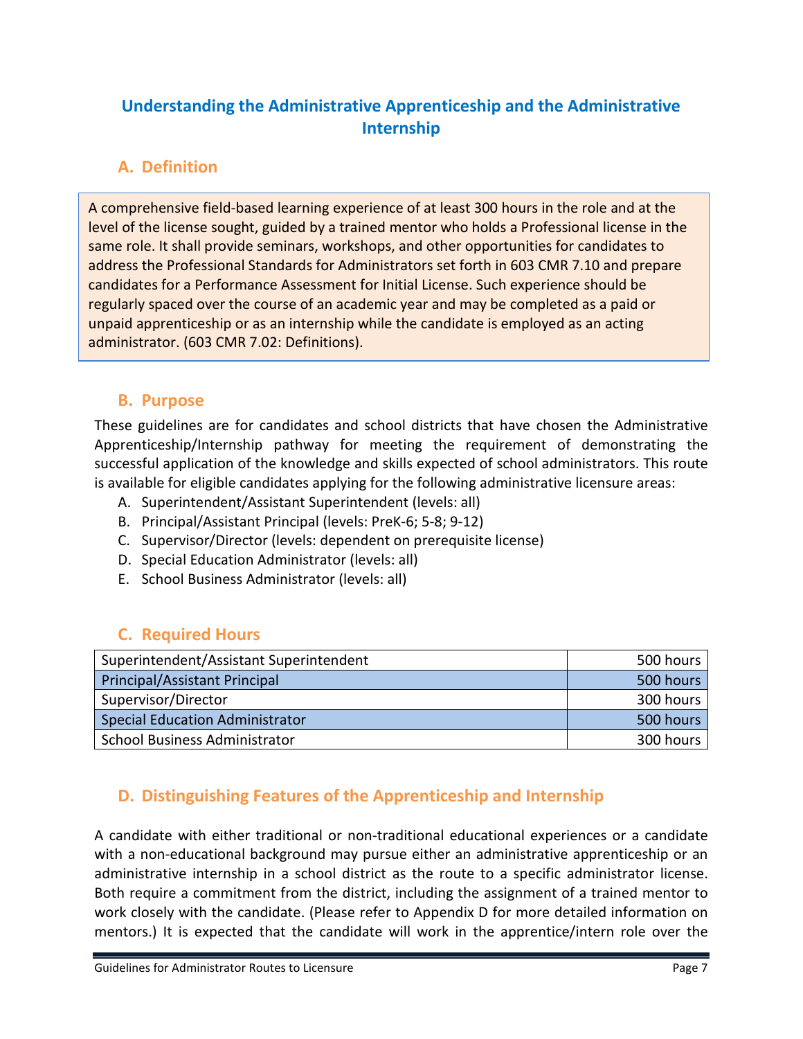# Understanding the Administrative Apprenticeship and the Administrative Internship

## A. Definition

A comprehensive field-based learning experience of at least 300 hours in the role and at the level of the license sought, guided by a trained mentor who holds a Professional license in the same role. It shall provide seminars, workshops, and other opportunities for candidates to address the Professional Standards for Administrators set forth in 603 CMR 7.10 and prepare candidates for a Performance Assessment for Initial License. Such experience should be regularly spaced over the course of an academic year and may be completed as a paid or unpaid apprenticeship or as an internship while the candidate is employed as an acting administrator. (603 CMR 7.02: Definitions).

## B. Purpose

These guidelines are for candidates and school districts that have chosen the Administrative Apprenticeship/Internship pathway for meeting the requirement of demonstrating the successful application of the knowledge and skills expected of school administrators. This route is available for eligible candidates applying for the following administrative licensure areas:

A. Superintendent/Assistant Superintendent (levels: all)
B. Principal/Assistant Principal (levels: PreK-6; 5-8; 9-12)
C. Supervisor/Director (levels: dependent on prerequisite license)
D. Special Education Administrator (levels: all)
E. School Business Administrator (levels: all)

## C. Required Hours

| Role | Hours |
|---|---|
| Superintendent/Assistant Superintendent | 500 hours |
| Principal/Assistant Principal | 500 hours |
| Supervisor/Director | 300 hours |
| Special Education Administrator | 500 hours |
| School Business Administrator | 300 hours |

## D. Distinguishing Features of the Apprenticeship and Internship

A candidate with either traditional or non-traditional educational experiences or a candidate with a non-educational background may pursue either an administrative apprenticeship or an administrative internship in a school district as the route to a specific administrator license. Both require a commitment from the district, including the assignment of a trained mentor to work closely with the candidate. (Please refer to Appendix D for more detailed information on mentors.) It is expected that the candidate will work in the apprentice/intern role over the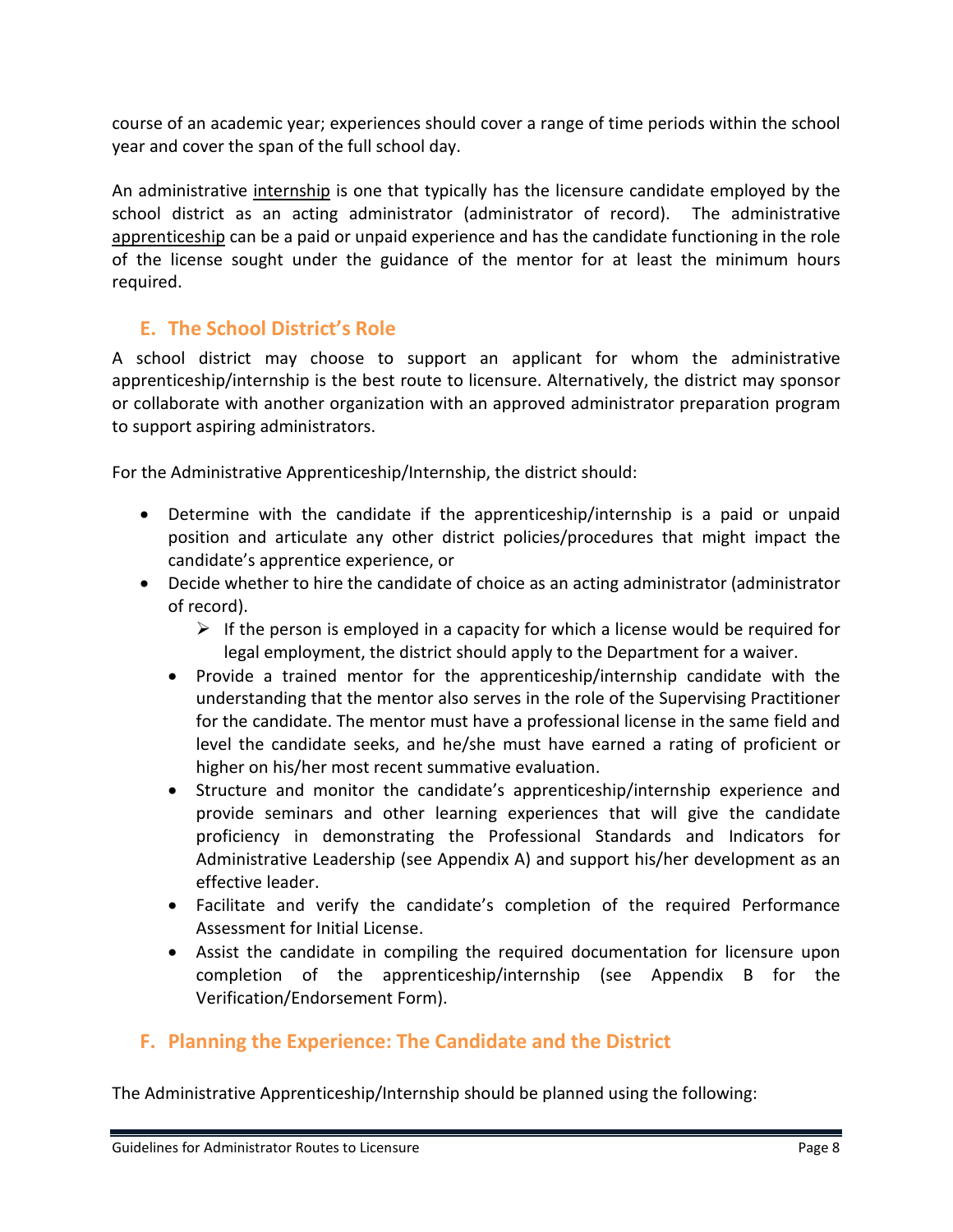course of an academic year; experiences should cover a range of time periods within the school year and cover the span of the full school day.

An administrative <u>internship</u> is one that typically has the licensure candidate employed by the school district as an acting administrator (administrator of record). The administrative <u>apprenticeship</u> can be a paid or unpaid experience and has the candidate functioning in the role of the license sought under the guidance of the mentor for at least the minimum hours required.

## E. The School District's Role

A school district may choose to support an applicant for whom the administrative apprenticeship/internship is the best route to licensure. Alternatively, the district may sponsor or collaborate with another organization with an approved administrator preparation program to support aspiring administrators.

For the Administrative Apprenticeship/Internship, the district should:

- Determine with the candidate if the apprenticeship/internship is a paid or unpaid position and articulate any other district policies/procedures that might impact the candidate's apprentice experience, or
- Decide whether to hire the candidate of choice as an acting administrator (administrator of record).
  - If the person is employed in a capacity for which a license would be required for legal employment, the district should apply to the Department for a waiver.
  - Provide a trained mentor for the apprenticeship/internship candidate with the understanding that the mentor also serves in the role of the Supervising Practitioner for the candidate. The mentor must have a professional license in the same field and level the candidate seeks, and he/she must have earned a rating of proficient or higher on his/her most recent summative evaluation.
  - Structure and monitor the candidate's apprenticeship/internship experience and provide seminars and other learning experiences that will give the candidate proficiency in demonstrating the Professional Standards and Indicators for Administrative Leadership (see Appendix A) and support his/her development as an effective leader.
  - Facilitate and verify the candidate's completion of the required Performance Assessment for Initial License.
  - Assist the candidate in compiling the required documentation for licensure upon completion of the apprenticeship/internship (see Appendix B for the Verification/Endorsement Form).

## F. Planning the Experience: The Candidate and the District

The Administrative Apprenticeship/Internship should be planned using the following: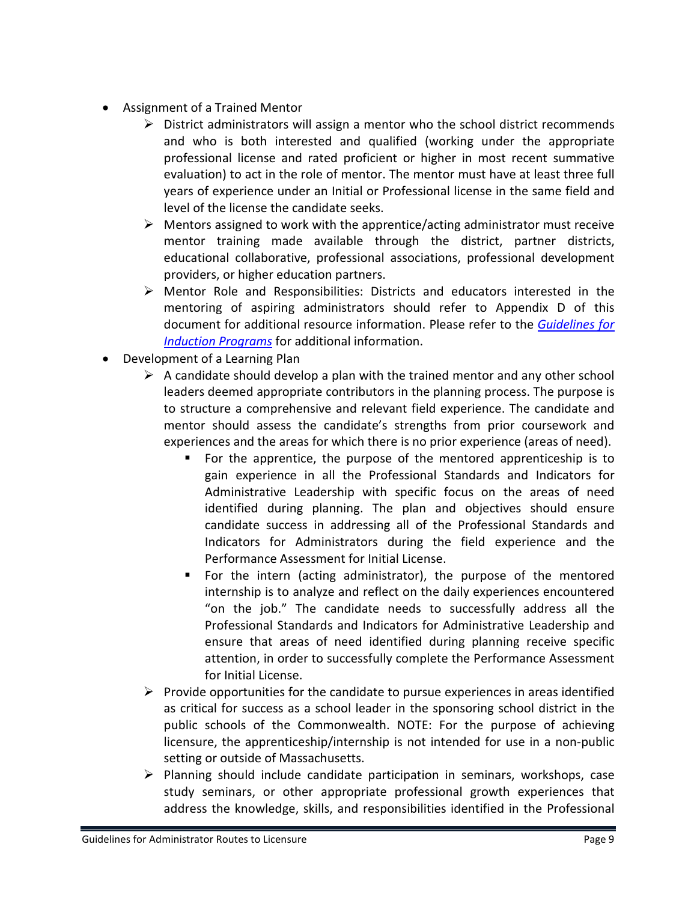- Assignment of a Trained Mentor
  - District administrators will assign a mentor who the school district recommends and who is both interested and qualified (working under the appropriate professional license and rated proficient or higher in most recent summative evaluation) to act in the role of mentor. The mentor must have at least three full years of experience under an Initial or Professional license in the same field and level of the license the candidate seeks.
  - Mentors assigned to work with the apprentice/acting administrator must receive mentor training made available through the district, partner districts, educational collaborative, professional associations, professional development providers, or higher education partners.
  - Mentor Role and Responsibilities: Districts and educators interested in the mentoring of aspiring administrators should refer to Appendix D of this document for additional resource information. Please refer to the *Guidelines for Induction Programs* for additional information.
- Development of a Learning Plan
  - A candidate should develop a plan with the trained mentor and any other school leaders deemed appropriate contributors in the planning process. The purpose is to structure a comprehensive and relevant field experience. The candidate and mentor should assess the candidate's strengths from prior coursework and experiences and the areas for which there is no prior experience (areas of need).
    - For the apprentice, the purpose of the mentored apprenticeship is to gain experience in all the Professional Standards and Indicators for Administrative Leadership with specific focus on the areas of need identified during planning. The plan and objectives should ensure candidate success in addressing all of the Professional Standards and Indicators for Administrators during the field experience and the Performance Assessment for Initial License.
    - For the intern (acting administrator), the purpose of the mentored internship is to analyze and reflect on the daily experiences encountered "on the job." The candidate needs to successfully address all the Professional Standards and Indicators for Administrative Leadership and ensure that areas of need identified during planning receive specific attention, in order to successfully complete the Performance Assessment for Initial License.
  - Provide opportunities for the candidate to pursue experiences in areas identified as critical for success as a school leader in the sponsoring school district in the public schools of the Commonwealth. NOTE: For the purpose of achieving licensure, the apprenticeship/internship is not intended for use in a non-public setting or outside of Massachusetts.
  - Planning should include candidate participation in seminars, workshops, case study seminars, or other appropriate professional growth experiences that address the knowledge, skills, and responsibilities identified in the Professional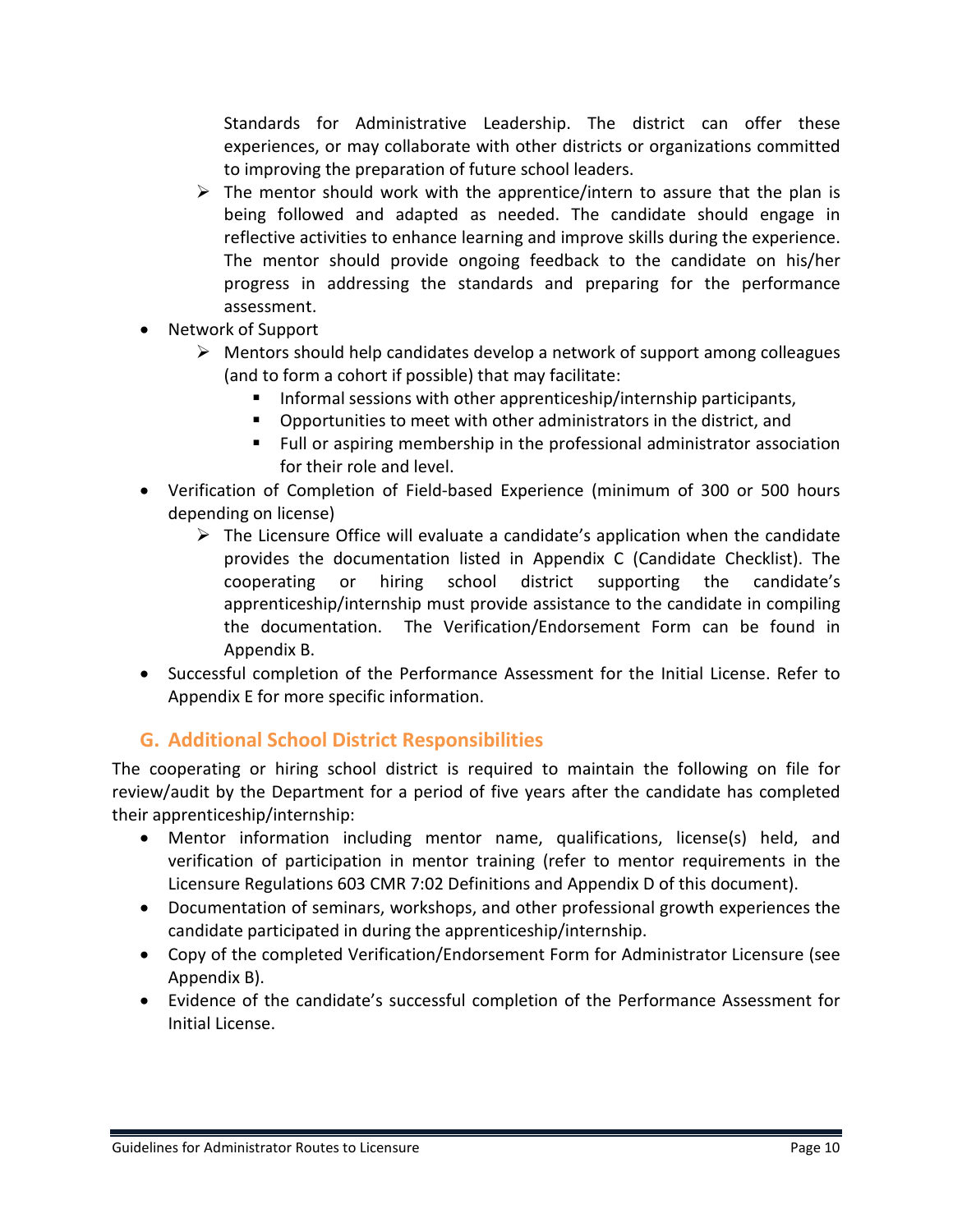Standards for Administrative Leadership. The district can offer these experiences, or may collaborate with other districts or organizations committed to improving the preparation of future school leaders.

  - The mentor should work with the apprentice/intern to assure that the plan is being followed and adapted as needed. The candidate should engage in reflective activities to enhance learning and improve skills during the experience. The mentor should provide ongoing feedback to the candidate on his/her progress in addressing the standards and preparing for the performance assessment.

- Network of Support
  - Mentors should help candidates develop a network of support among colleagues (and to form a cohort if possible) that may facilitate:
    - Informal sessions with other apprenticeship/internship participants,
    - Opportunities to meet with other administrators in the district, and
    - Full or aspiring membership in the professional administrator association for their role and level.
- Verification of Completion of Field-based Experience (minimum of 300 or 500 hours depending on license)
  - The Licensure Office will evaluate a candidate's application when the candidate provides the documentation listed in Appendix C (Candidate Checklist). The cooperating or hiring school district supporting the candidate's apprenticeship/internship must provide assistance to the candidate in compiling the documentation. The Verification/Endorsement Form can be found in Appendix B.
- Successful completion of the Performance Assessment for the Initial License. Refer to Appendix E for more specific information.

## G. Additional School District Responsibilities

The cooperating or hiring school district is required to maintain the following on file for review/audit by the Department for a period of five years after the candidate has completed their apprenticeship/internship:

- Mentor information including mentor name, qualifications, license(s) held, and verification of participation in mentor training (refer to mentor requirements in the Licensure Regulations 603 CMR 7:02 Definitions and Appendix D of this document).
- Documentation of seminars, workshops, and other professional growth experiences the candidate participated in during the apprenticeship/internship.
- Copy of the completed Verification/Endorsement Form for Administrator Licensure (see Appendix B).
- Evidence of the candidate's successful completion of the Performance Assessment for Initial License.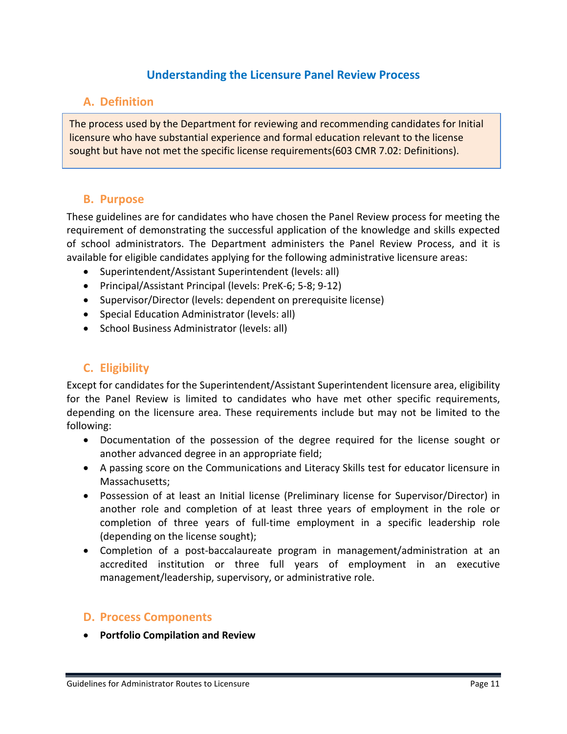# Understanding the Licensure Panel Review Process

## A. Definition

The process used by the Department for reviewing and recommending candidates for Initial licensure who have substantial experience and formal education relevant to the license sought but have not met the specific license requirements(603 CMR 7.02: Definitions).

## B. Purpose

These guidelines are for candidates who have chosen the Panel Review process for meeting the requirement of demonstrating the successful application of the knowledge and skills expected of school administrators. The Department administers the Panel Review Process, and it is available for eligible candidates applying for the following administrative licensure areas:

- Superintendent/Assistant Superintendent (levels: all)
- Principal/Assistant Principal (levels: PreK-6; 5-8; 9-12)
- Supervisor/Director (levels: dependent on prerequisite license)
- Special Education Administrator (levels: all)
- School Business Administrator (levels: all)

## C. Eligibility

Except for candidates for the Superintendent/Assistant Superintendent licensure area, eligibility for the Panel Review is limited to candidates who have met other specific requirements, depending on the licensure area. These requirements include but may not be limited to the following:

- Documentation of the possession of the degree required for the license sought or another advanced degree in an appropriate field;
- A passing score on the Communications and Literacy Skills test for educator licensure in Massachusetts;
- Possession of at least an Initial license (Preliminary license for Supervisor/Director) in another role and completion of at least three years of employment in the role or completion of three years of full-time employment in a specific leadership role (depending on the license sought);
- Completion of a post-baccalaureate program in management/administration at an accredited institution or three full years of employment in an executive management/leadership, supervisory, or administrative role.

## D. Process Components

- **Portfolio Compilation and Review**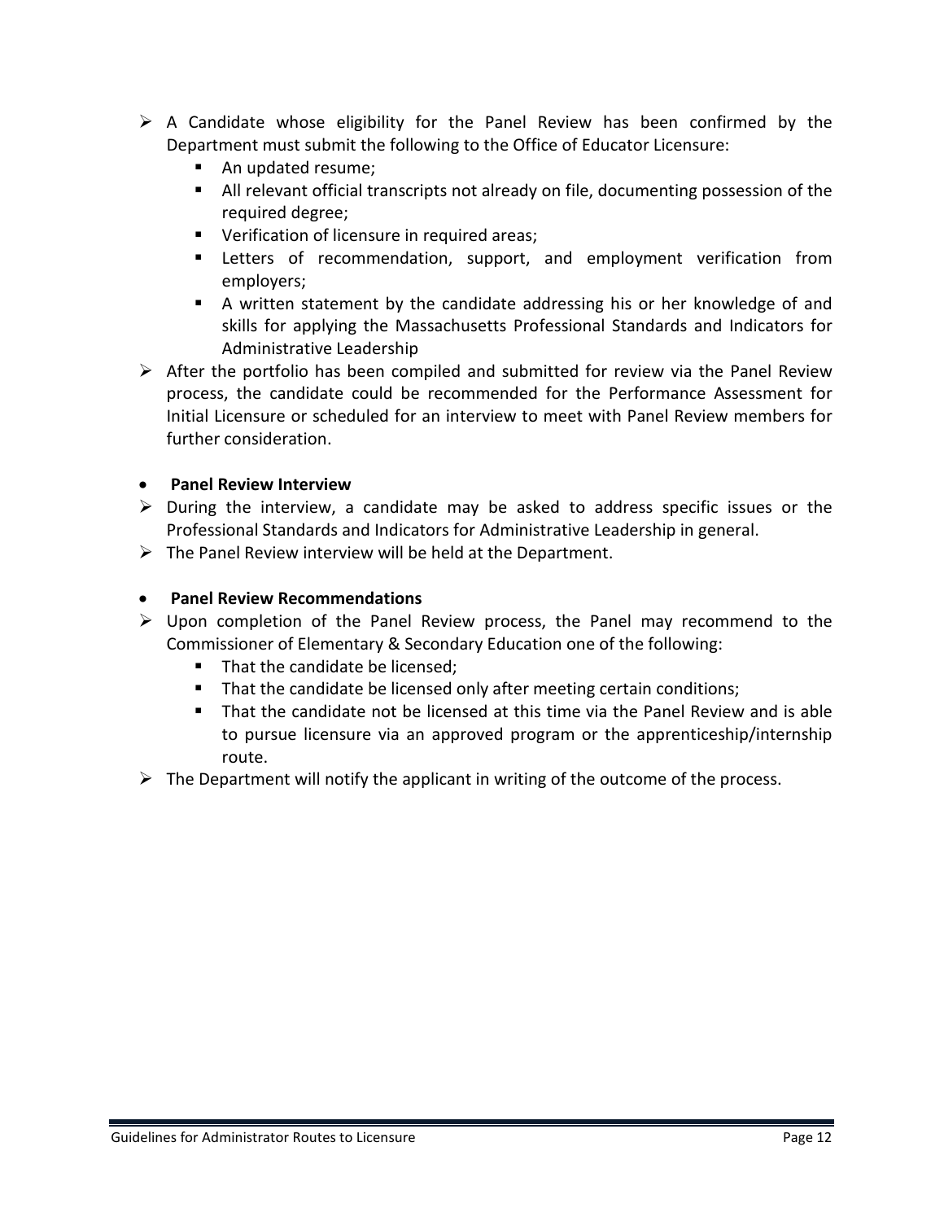- A Candidate whose eligibility for the Panel Review has been confirmed by the Department must submit the following to the Office of Educator Licensure:
  - An updated resume;
  - All relevant official transcripts not already on file, documenting possession of the required degree;
  - Verification of licensure in required areas;
  - Letters of recommendation, support, and employment verification from employers;
  - A written statement by the candidate addressing his or her knowledge of and skills for applying the Massachusetts Professional Standards and Indicators for Administrative Leadership
- After the portfolio has been compiled and submitted for review via the Panel Review process, the candidate could be recommended for the Performance Assessment for Initial Licensure or scheduled for an interview to meet with Panel Review members for further consideration.

- **Panel Review Interview**

- During the interview, a candidate may be asked to address specific issues or the Professional Standards and Indicators for Administrative Leadership in general.
- The Panel Review interview will be held at the Department.

- **Panel Review Recommendations**

- Upon completion of the Panel Review process, the Panel may recommend to the Commissioner of Elementary & Secondary Education one of the following:
  - That the candidate be licensed;
  - That the candidate be licensed only after meeting certain conditions;
  - That the candidate not be licensed at this time via the Panel Review and is able to pursue licensure via an approved program or the apprenticeship/internship route.
- The Department will notify the applicant in writing of the outcome of the process.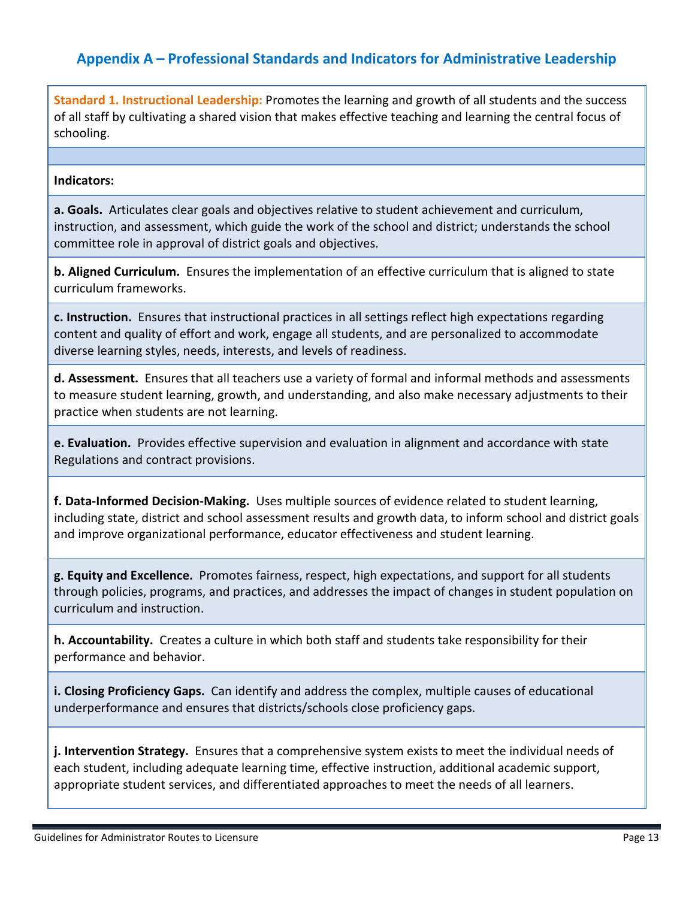## Appendix A – Professional Standards and Indicators for Administrative Leadership

**Standard 1. Instructional Leadership:** Promotes the learning and growth of all students and the success of all staff by cultivating a shared vision that makes effective teaching and learning the central focus of schooling.

**Indicators:**

**a. Goals.** Articulates clear goals and objectives relative to student achievement and curriculum, instruction, and assessment, which guide the work of the school and district; understands the school committee role in approval of district goals and objectives.

**b. Aligned Curriculum.** Ensures the implementation of an effective curriculum that is aligned to state curriculum frameworks.

**c. Instruction.** Ensures that instructional practices in all settings reflect high expectations regarding content and quality of effort and work, engage all students, and are personalized to accommodate diverse learning styles, needs, interests, and levels of readiness.

**d. Assessment.** Ensures that all teachers use a variety of formal and informal methods and assessments to measure student learning, growth, and understanding, and also make necessary adjustments to their practice when students are not learning.

**e. Evaluation.** Provides effective supervision and evaluation in alignment and accordance with state Regulations and contract provisions.

**f. Data-Informed Decision-Making.** Uses multiple sources of evidence related to student learning, including state, district and school assessment results and growth data, to inform school and district goals and improve organizational performance, educator effectiveness and student learning.

**g. Equity and Excellence.** Promotes fairness, respect, high expectations, and support for all students through policies, programs, and practices, and addresses the impact of changes in student population on curriculum and instruction.

**h. Accountability.** Creates a culture in which both staff and students take responsibility for their performance and behavior.

**i. Closing Proficiency Gaps.** Can identify and address the complex, multiple causes of educational underperformance and ensures that districts/schools close proficiency gaps.

**j. Intervention Strategy.** Ensures that a comprehensive system exists to meet the individual needs of each student, including adequate learning time, effective instruction, additional academic support, appropriate student services, and differentiated approaches to meet the needs of all learners.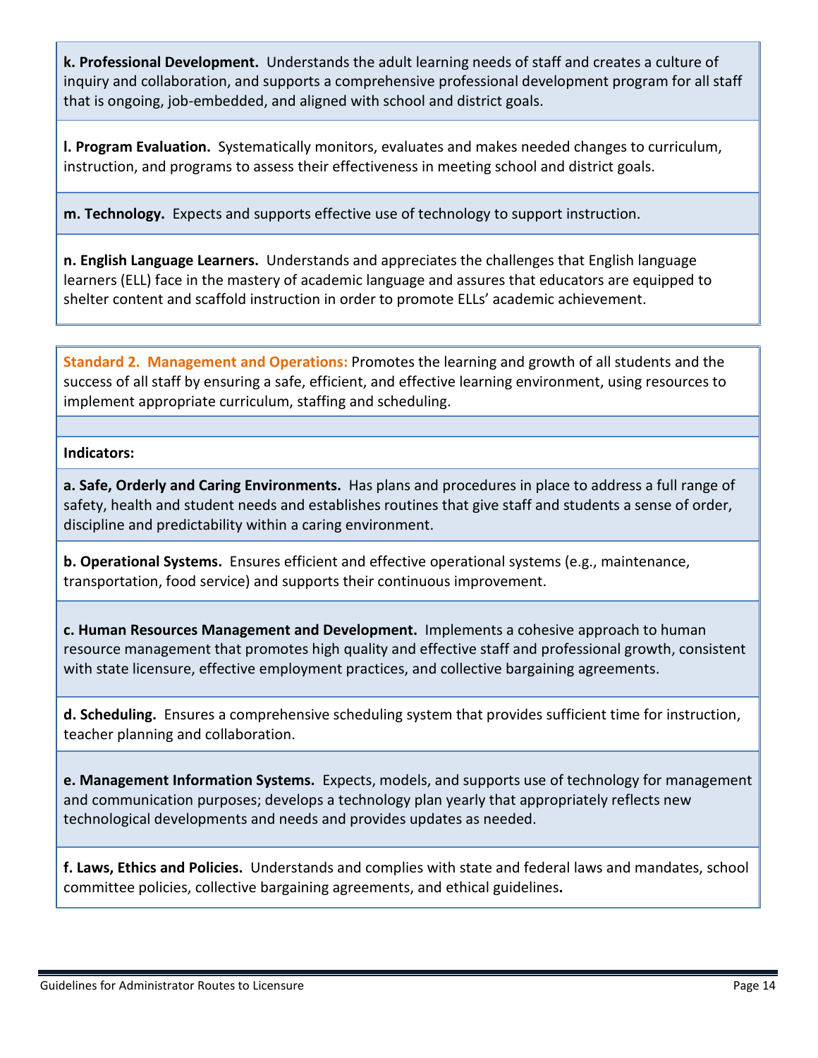**k. Professional Development.** Understands the adult learning needs of staff and creates a culture of inquiry and collaboration, and supports a comprehensive professional development program for all staff that is ongoing, job-embedded, and aligned with school and district goals.

**l. Program Evaluation.** Systematically monitors, evaluates and makes needed changes to curriculum, instruction, and programs to assess their effectiveness in meeting school and district goals.

**m. Technology.** Expects and supports effective use of technology to support instruction.

**n. English Language Learners.** Understands and appreciates the challenges that English language learners (ELL) face in the mastery of academic language and assures that educators are equipped to shelter content and scaffold instruction in order to promote ELLs' academic achievement.

**Standard 2. Management and Operations:** Promotes the learning and growth of all students and the success of all staff by ensuring a safe, efficient, and effective learning environment, using resources to implement appropriate curriculum, staffing and scheduling.

**Indicators:**

**a. Safe, Orderly and Caring Environments.** Has plans and procedures in place to address a full range of safety, health and student needs and establishes routines that give staff and students a sense of order, discipline and predictability within a caring environment.

**b. Operational Systems.** Ensures efficient and effective operational systems (e.g., maintenance, transportation, food service) and supports their continuous improvement.

**c. Human Resources Management and Development.** Implements a cohesive approach to human resource management that promotes high quality and effective staff and professional growth, consistent with state licensure, effective employment practices, and collective bargaining agreements.

**d. Scheduling.** Ensures a comprehensive scheduling system that provides sufficient time for instruction, teacher planning and collaboration.

**e. Management Information Systems.** Expects, models, and supports use of technology for management and communication purposes; develops a technology plan yearly that appropriately reflects new technological developments and needs and provides updates as needed.

**f. Laws, Ethics and Policies.** Understands and complies with state and federal laws and mandates, school committee policies, collective bargaining agreements, and ethical guidelines**.**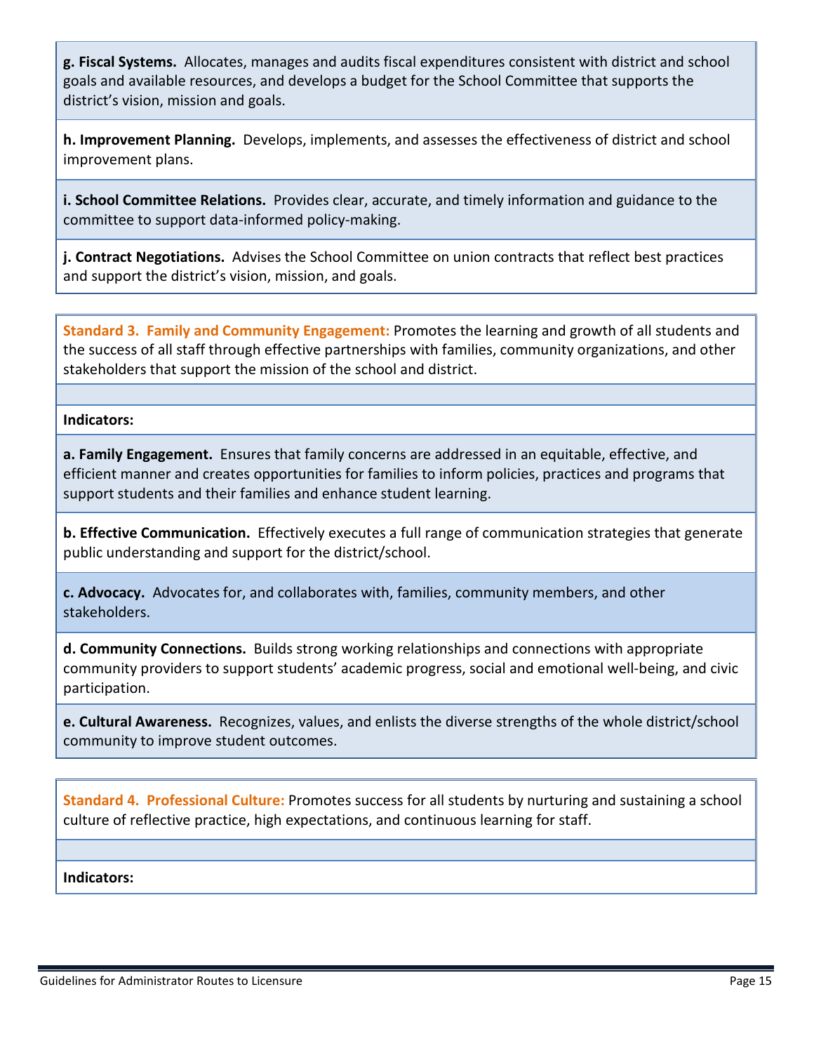**g. Fiscal Systems.** Allocates, manages and audits fiscal expenditures consistent with district and school goals and available resources, and develops a budget for the School Committee that supports the district's vision, mission and goals.

**h. Improvement Planning.** Develops, implements, and assesses the effectiveness of district and school improvement plans.

**i. School Committee Relations.** Provides clear, accurate, and timely information and guidance to the committee to support data-informed policy-making.

**j. Contract Negotiations.** Advises the School Committee on union contracts that reflect best practices and support the district's vision, mission, and goals.

**Standard 3. Family and Community Engagement:** Promotes the learning and growth of all students and the success of all staff through effective partnerships with families, community organizations, and other stakeholders that support the mission of the school and district.

**Indicators:**

**a. Family Engagement.** Ensures that family concerns are addressed in an equitable, effective, and efficient manner and creates opportunities for families to inform policies, practices and programs that support students and their families and enhance student learning.

**b. Effective Communication.** Effectively executes a full range of communication strategies that generate public understanding and support for the district/school.

**c. Advocacy.** Advocates for, and collaborates with, families, community members, and other stakeholders.

**d. Community Connections.** Builds strong working relationships and connections with appropriate community providers to support students' academic progress, social and emotional well-being, and civic participation.

**e. Cultural Awareness.** Recognizes, values, and enlists the diverse strengths of the whole district/school community to improve student outcomes.

**Standard 4. Professional Culture:** Promotes success for all students by nurturing and sustaining a school culture of reflective practice, high expectations, and continuous learning for staff.

**Indicators:**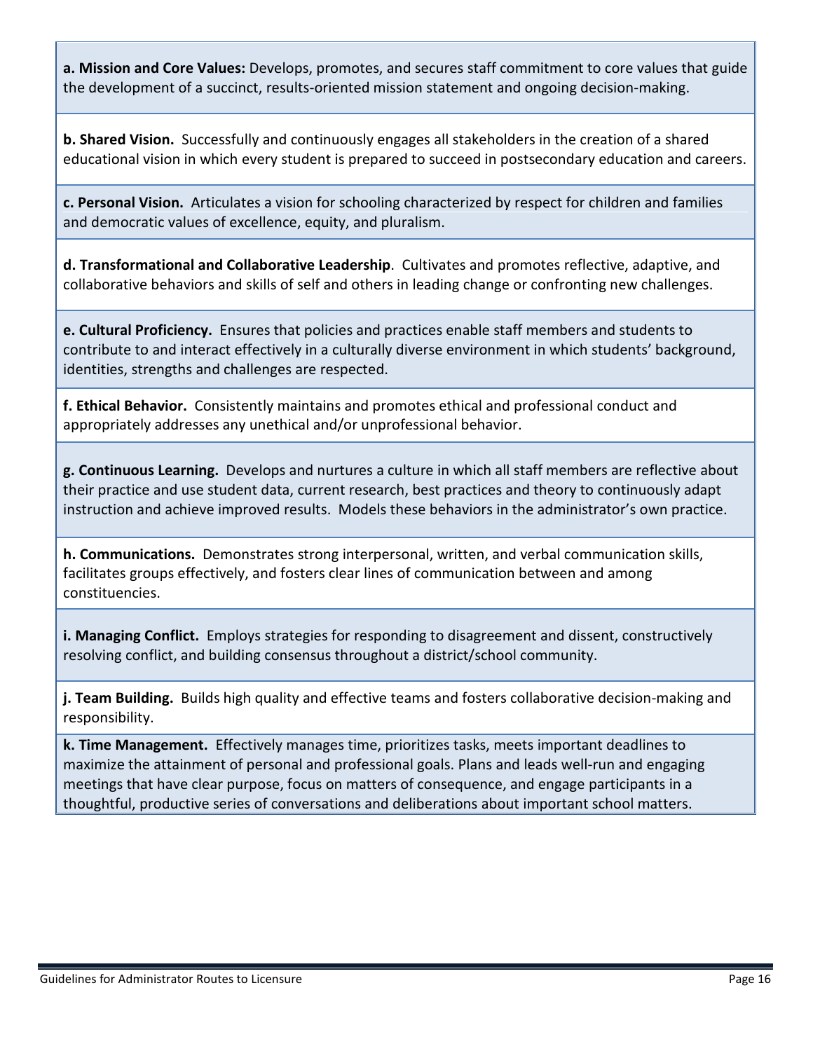**a. Mission and Core Values:** Develops, promotes, and secures staff commitment to core values that guide the development of a succinct, results-oriented mission statement and ongoing decision-making.

**b. Shared Vision.** Successfully and continuously engages all stakeholders in the creation of a shared educational vision in which every student is prepared to succeed in postsecondary education and careers.

**c. Personal Vision.** Articulates a vision for schooling characterized by respect for children and families and democratic values of excellence, equity, and pluralism.

**d. Transformational and Collaborative Leadership**. Cultivates and promotes reflective, adaptive, and collaborative behaviors and skills of self and others in leading change or confronting new challenges.

**e. Cultural Proficiency.** Ensures that policies and practices enable staff members and students to contribute to and interact effectively in a culturally diverse environment in which students' background, identities, strengths and challenges are respected.

**f. Ethical Behavior.** Consistently maintains and promotes ethical and professional conduct and appropriately addresses any unethical and/or unprofessional behavior.

**g. Continuous Learning.** Develops and nurtures a culture in which all staff members are reflective about their practice and use student data, current research, best practices and theory to continuously adapt instruction and achieve improved results. Models these behaviors in the administrator's own practice.

**h. Communications.** Demonstrates strong interpersonal, written, and verbal communication skills, facilitates groups effectively, and fosters clear lines of communication between and among constituencies.

**i. Managing Conflict.** Employs strategies for responding to disagreement and dissent, constructively resolving conflict, and building consensus throughout a district/school community.

**j. Team Building.** Builds high quality and effective teams and fosters collaborative decision-making and responsibility.

**k. Time Management.** Effectively manages time, prioritizes tasks, meets important deadlines to maximize the attainment of personal and professional goals. Plans and leads well-run and engaging meetings that have clear purpose, focus on matters of consequence, and engage participants in a thoughtful, productive series of conversations and deliberations about important school matters.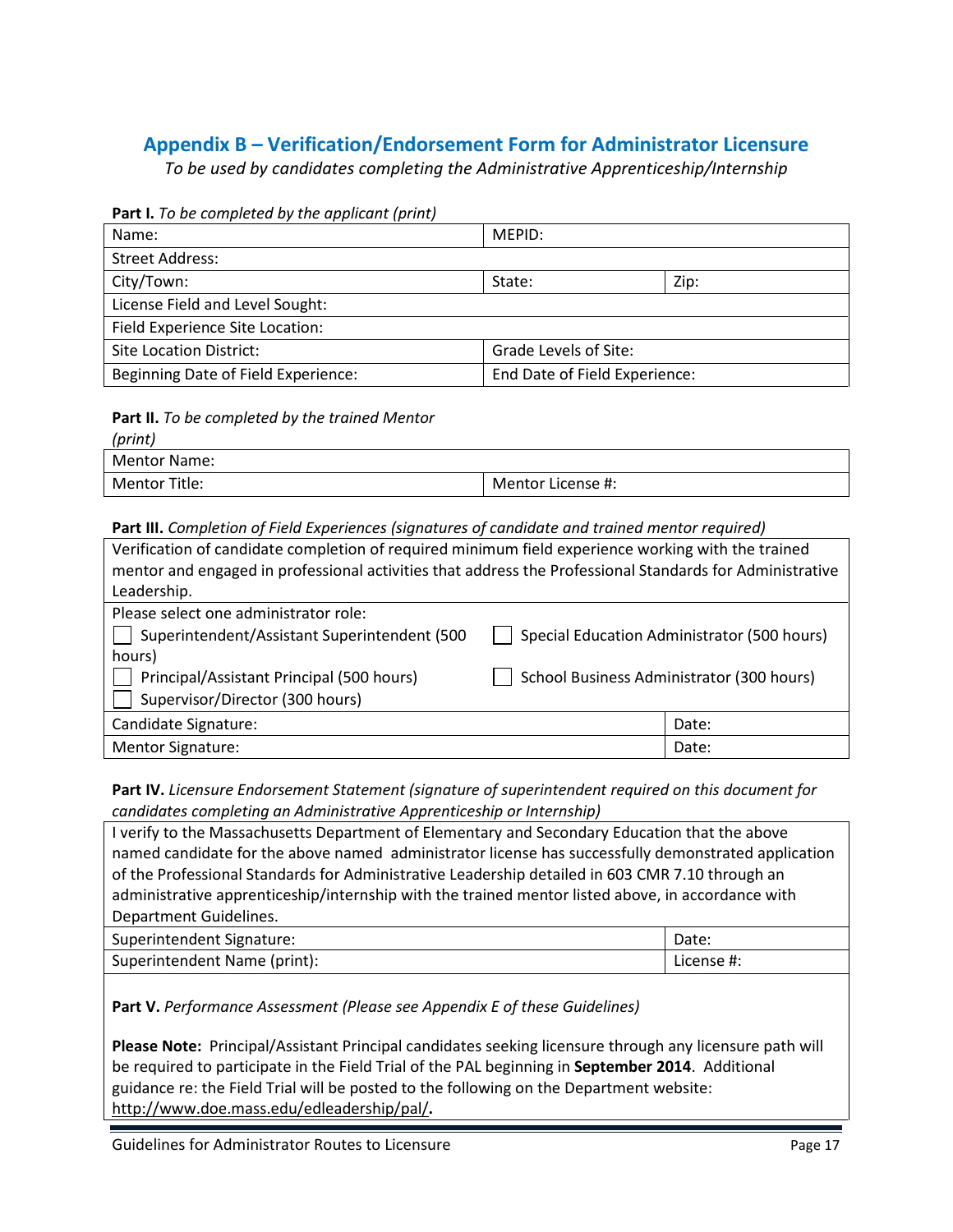## Appendix B – Verification/Endorsement Form for Administrator Licensure

*To be used by candidates completing the Administrative Apprenticeship/Internship*

**Part I.** *To be completed by the applicant (print)*

| Name: | MEPID: | |
|---|---|---|
| Street Address: | | |
| City/Town: | State: | Zip: |
| License Field and Level Sought: | | |
| Field Experience Site Location: | | |
| Site Location District: | Grade Levels of Site: | |
| Beginning Date of Field Experience: | End Date of Field Experience: | |

**Part II.** *To be completed by the trained Mentor (print)*

| Mentor Name: | |
|---|---|
| Mentor Title: | Mentor License #: |

**Part III.** *Completion of Field Experiences (signatures of candidate and trained mentor required)*

| Verification of candidate completion of required minimum field experience working with the trained mentor and engaged in professional activities that address the Professional Standards for Administrative Leadership. | |
|---|---|
| Please select one administrator role:<br>☐ Superintendent/Assistant Superintendent (500 hours)<br>☐ Principal/Assistant Principal (500 hours)<br>☐ Supervisor/Director (300 hours)<br>☐ Special Education Administrator (500 hours)<br>☐ School Business Administrator (300 hours) | |
| Candidate Signature: | Date: |
| Mentor Signature: | Date: |

**Part IV.** *Licensure Endorsement Statement (signature of superintendent required on this document for candidates completing an Administrative Apprenticeship or Internship)*

| I verify to the Massachusetts Department of Elementary and Secondary Education that the above named candidate for the above named administrator license has successfully demonstrated application of the Professional Standards for Administrative Leadership detailed in 603 CMR 7.10 through an administrative apprenticeship/internship with the trained mentor listed above, in accordance with Department Guidelines. | |
|---|---|
| Superintendent Signature: | Date: |
| Superintendent Name (print): | License #: |

**Part V.** *Performance Assessment (Please see Appendix E of these Guidelines)*

**Please Note:** Principal/Assistant Principal candidates seeking licensure through any licensure path will be required to participate in the Field Trial of the PAL beginning in **September 2014**. Additional guidance re: the Field Trial will be posted to the following on the Department website: http://www.doe.mass.edu/edleadership/pal/**.**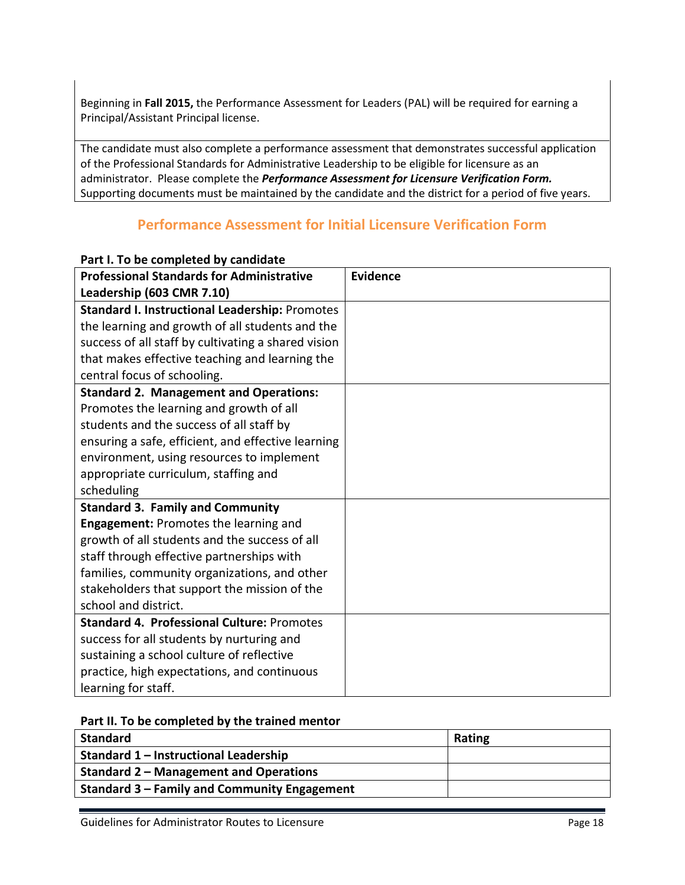Beginning in **Fall 2015,** the Performance Assessment for Leaders (PAL) will be required for earning a Principal/Assistant Principal license.

The candidate must also complete a performance assessment that demonstrates successful application of the Professional Standards for Administrative Leadership to be eligible for licensure as an administrator. Please complete the ***Performance Assessment for Licensure Verification Form.*** Supporting documents must be maintained by the candidate and the district for a period of five years.

## Performance Assessment for Initial Licensure Verification Form

**Part I. To be completed by candidate**

| **Professional Standards for Administrative Leadership (603 CMR 7.10)** | **Evidence** |
|---|---|
| **Standard I. Instructional Leadership:** Promotes the learning and growth of all students and the success of all staff by cultivating a shared vision that makes effective teaching and learning the central focus of schooling. | |
| **Standard 2. Management and Operations:** Promotes the learning and growth of all students and the success of all staff by ensuring a safe, efficient, and effective learning environment, using resources to implement appropriate curriculum, staffing and scheduling | |
| **Standard 3. Family and Community Engagement:** Promotes the learning and growth of all students and the success of all staff through effective partnerships with families, community organizations, and other stakeholders that support the mission of the school and district. | |
| **Standard 4. Professional Culture:** Promotes success for all students by nurturing and sustaining a school culture of reflective practice, high expectations, and continuous learning for staff. | |

**Part II. To be completed by the trained mentor**

| **Standard** | **Rating** |
|---|---|
| **Standard 1 – Instructional Leadership** | |
| **Standard 2 – Management and Operations** | |
| **Standard 3 – Family and Community Engagement** | |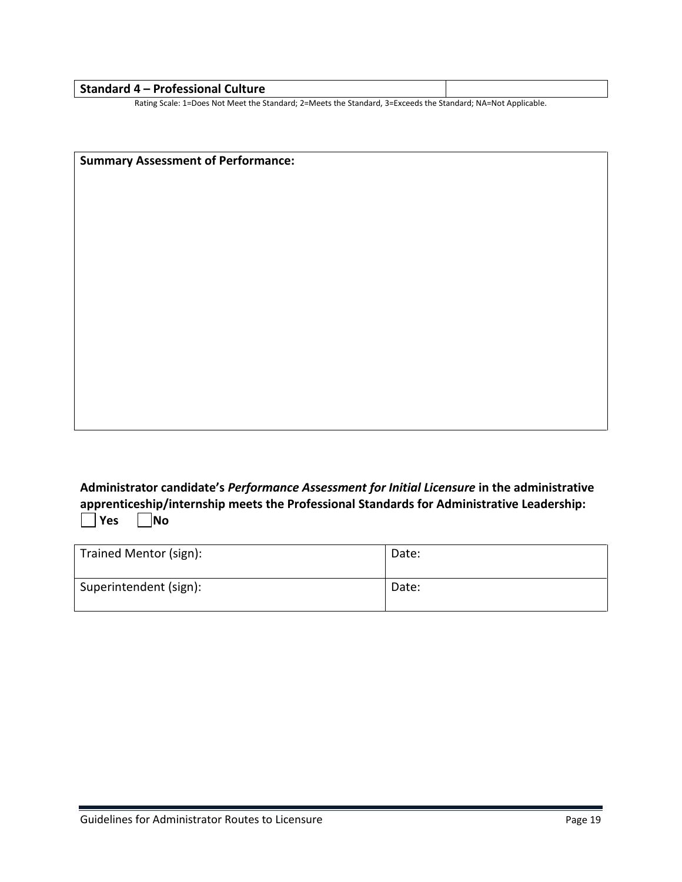| **Standard 4 – Professional Culture** | |
|---|---|

Rating Scale: 1=Does Not Meet the Standard; 2=Meets the Standard, 3=Exceeds the Standard; NA=Not Applicable.

| **Summary Assessment of Performance:** |
|---|
| |

**Administrator candidate's *Performance Assessment for Initial Licensure* in the administrative apprenticeship/internship meets the Professional Standards for Administrative Leadership:**

☐ **Yes** ☐ **No**

| Trained Mentor (sign): | Date: |
|---|---|
| Superintendent (sign): | Date: |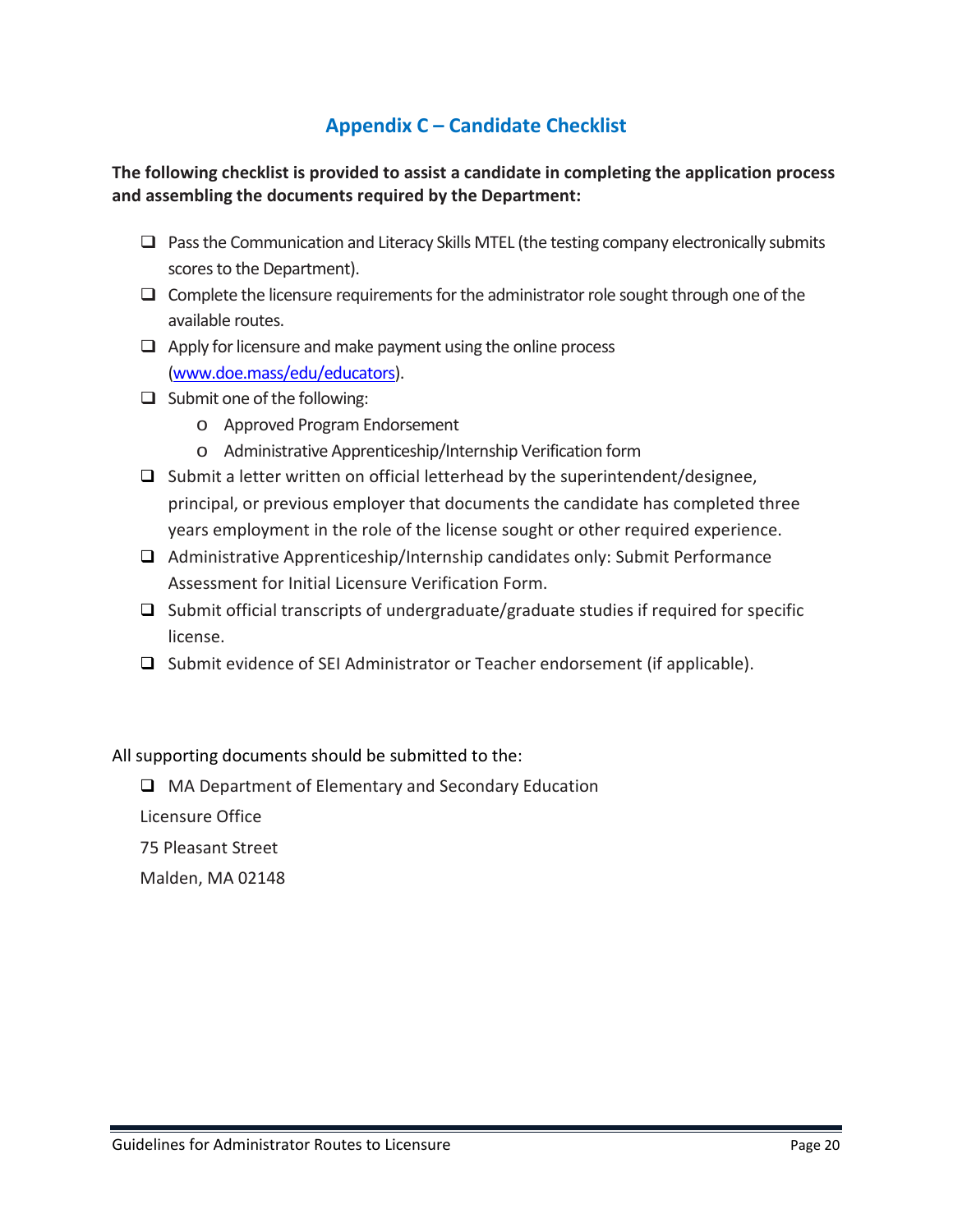## Appendix C – Candidate Checklist

**The following checklist is provided to assist a candidate in completing the application process and assembling the documents required by the Department:**

- ❑ Pass the Communication and Literacy Skills MTEL (the testing company electronically submits scores to the Department).
- ❑ Complete the licensure requirements for the administrator role sought through one of the available routes.
- ❑ Apply for licensure and make payment using the online process ([www.doe.mass/edu/educators](www.doe.mass/edu/educators)).
- ❑ Submit one of the following:
  - Approved Program Endorsement
  - Administrative Apprenticeship/Internship Verification form
- ❑ Submit a letter written on official letterhead by the superintendent/designee, principal, or previous employer that documents the candidate has completed three years employment in the role of the license sought or other required experience.
- ❑ Administrative Apprenticeship/Internship candidates only: Submit Performance Assessment for Initial Licensure Verification Form.
- ❑ Submit official transcripts of undergraduate/graduate studies if required for specific license.
- ❑ Submit evidence of SEI Administrator or Teacher endorsement (if applicable).

All supporting documents should be submitted to the:

❑ MA Department of Elementary and Secondary Education  
Licensure Office  
75 Pleasant Street  
Malden, MA 02148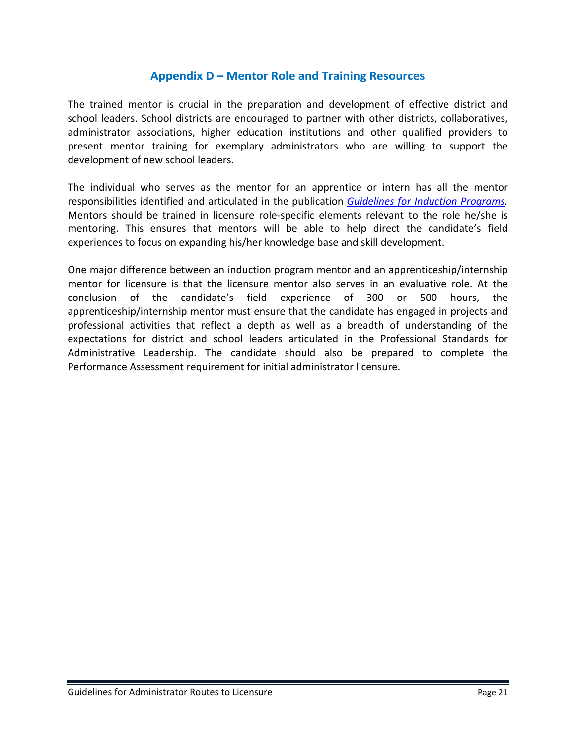## Appendix D – Mentor Role and Training Resources

The trained mentor is crucial in the preparation and development of effective district and school leaders. School districts are encouraged to partner with other districts, collaboratives, administrator associations, higher education institutions and other qualified providers to present mentor training for exemplary administrators who are willing to support the development of new school leaders.

The individual who serves as the mentor for an apprentice or intern has all the mentor responsibilities identified and articulated in the publication *Guidelines for Induction Programs.* Mentors should be trained in licensure role-specific elements relevant to the role he/she is mentoring. This ensures that mentors will be able to help direct the candidate's field experiences to focus on expanding his/her knowledge base and skill development.

One major difference between an induction program mentor and an apprenticeship/internship mentor for licensure is that the licensure mentor also serves in an evaluative role. At the conclusion of the candidate's field experience of 300 or 500 hours, the apprenticeship/internship mentor must ensure that the candidate has engaged in projects and professional activities that reflect a depth as well as a breadth of understanding of the expectations for district and school leaders articulated in the Professional Standards for Administrative Leadership. The candidate should also be prepared to complete the Performance Assessment requirement for initial administrator licensure.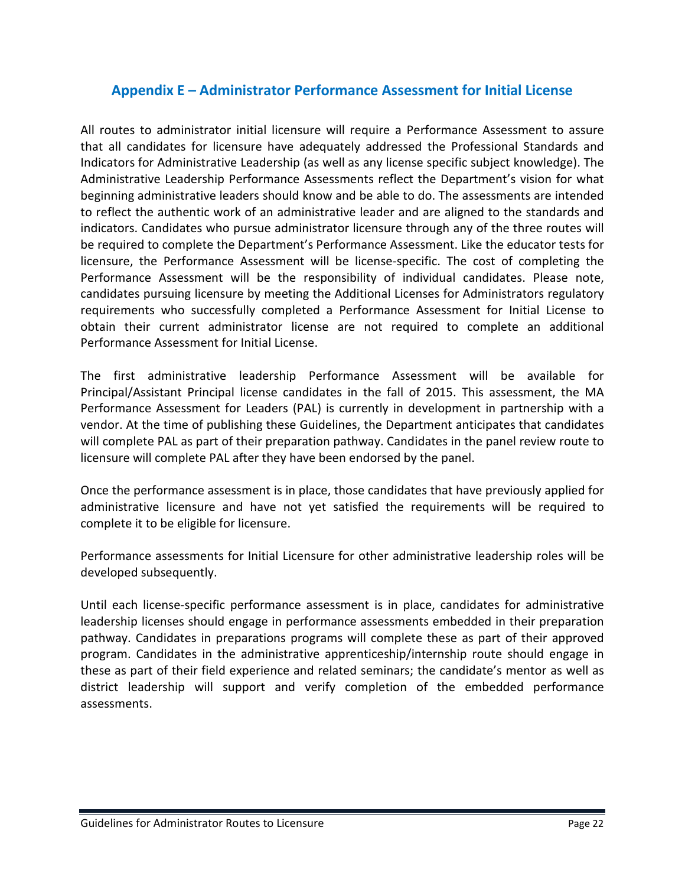## Appendix E – Administrator Performance Assessment for Initial License

All routes to administrator initial licensure will require a Performance Assessment to assure that all candidates for licensure have adequately addressed the Professional Standards and Indicators for Administrative Leadership (as well as any license specific subject knowledge). The Administrative Leadership Performance Assessments reflect the Department's vision for what beginning administrative leaders should know and be able to do. The assessments are intended to reflect the authentic work of an administrative leader and are aligned to the standards and indicators. Candidates who pursue administrator licensure through any of the three routes will be required to complete the Department's Performance Assessment. Like the educator tests for licensure, the Performance Assessment will be license-specific. The cost of completing the Performance Assessment will be the responsibility of individual candidates. Please note, candidates pursuing licensure by meeting the Additional Licenses for Administrators regulatory requirements who successfully completed a Performance Assessment for Initial License to obtain their current administrator license are not required to complete an additional Performance Assessment for Initial License.

The first administrative leadership Performance Assessment will be available for Principal/Assistant Principal license candidates in the fall of 2015. This assessment, the MA Performance Assessment for Leaders (PAL) is currently in development in partnership with a vendor. At the time of publishing these Guidelines, the Department anticipates that candidates will complete PAL as part of their preparation pathway. Candidates in the panel review route to licensure will complete PAL after they have been endorsed by the panel.

Once the performance assessment is in place, those candidates that have previously applied for administrative licensure and have not yet satisfied the requirements will be required to complete it to be eligible for licensure.

Performance assessments for Initial Licensure for other administrative leadership roles will be developed subsequently.

Until each license-specific performance assessment is in place, candidates for administrative leadership licenses should engage in performance assessments embedded in their preparation pathway. Candidates in preparations programs will complete these as part of their approved program. Candidates in the administrative apprenticeship/internship route should engage in these as part of their field experience and related seminars; the candidate's mentor as well as district leadership will support and verify completion of the embedded performance assessments.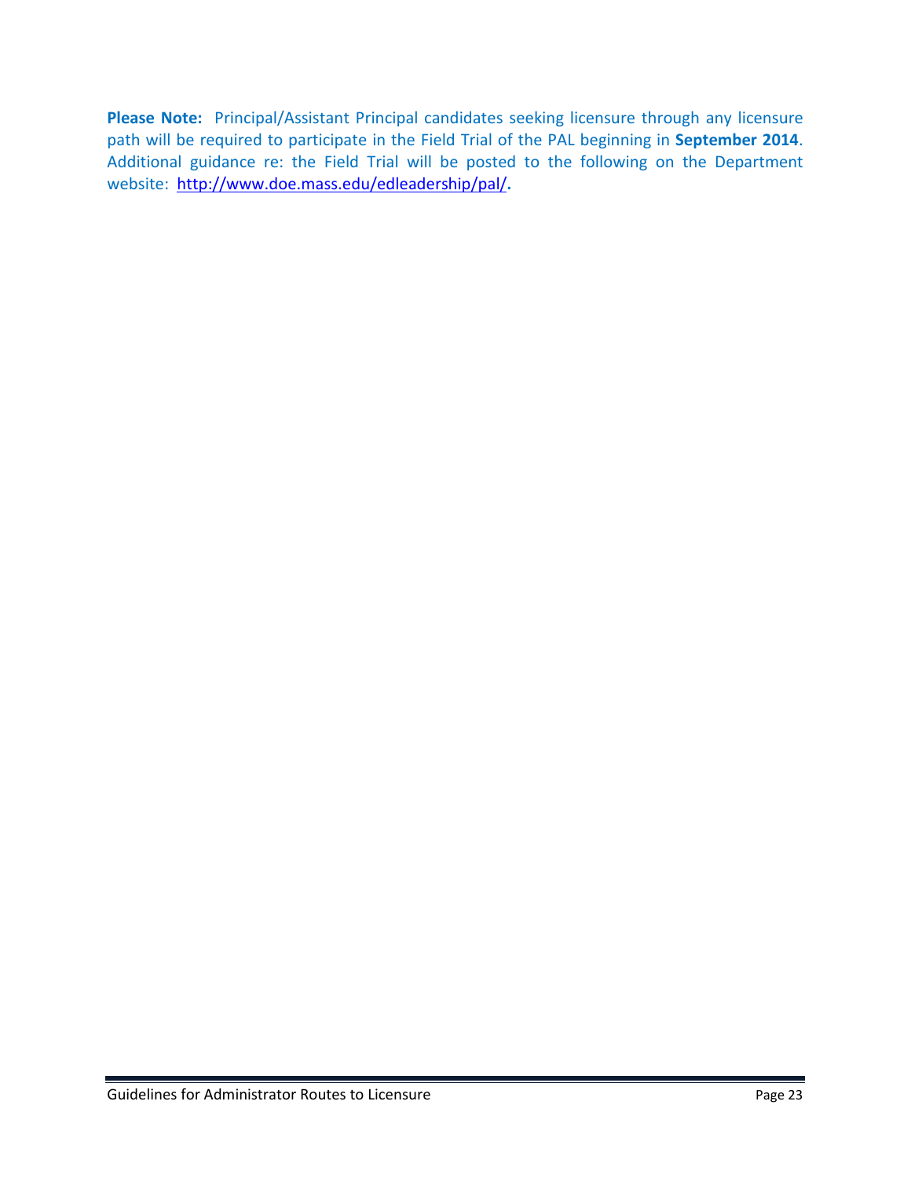**Please Note:** Principal/Assistant Principal candidates seeking licensure through any licensure path will be required to participate in the Field Trial of the PAL beginning in **September 2014**. Additional guidance re: the Field Trial will be posted to the following on the Department website: http://www.doe.mass.edu/edleadership/pal/.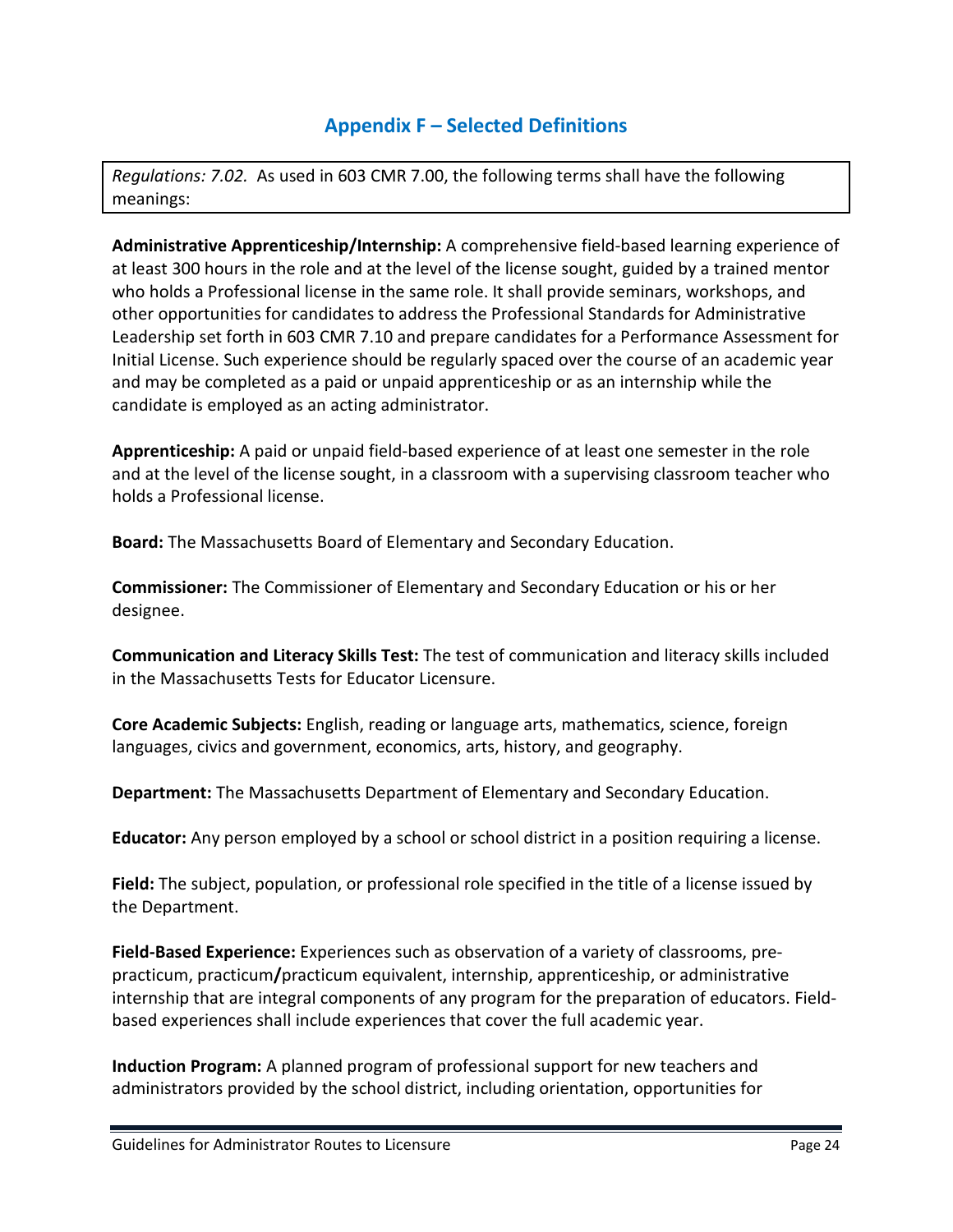## Appendix F – Selected Definitions

*Regulations: 7.02.* As used in 603 CMR 7.00, the following terms shall have the following meanings:

**Administrative Apprenticeship/Internship:** A comprehensive field-based learning experience of at least 300 hours in the role and at the level of the license sought, guided by a trained mentor who holds a Professional license in the same role. It shall provide seminars, workshops, and other opportunities for candidates to address the Professional Standards for Administrative Leadership set forth in 603 CMR 7.10 and prepare candidates for a Performance Assessment for Initial License. Such experience should be regularly spaced over the course of an academic year and may be completed as a paid or unpaid apprenticeship or as an internship while the candidate is employed as an acting administrator.

**Apprenticeship:** A paid or unpaid field-based experience of at least one semester in the role and at the level of the license sought, in a classroom with a supervising classroom teacher who holds a Professional license.

**Board:** The Massachusetts Board of Elementary and Secondary Education.

**Commissioner:** The Commissioner of Elementary and Secondary Education or his or her designee.

**Communication and Literacy Skills Test:** The test of communication and literacy skills included in the Massachusetts Tests for Educator Licensure.

**Core Academic Subjects:** English, reading or language arts, mathematics, science, foreign languages, civics and government, economics, arts, history, and geography.

**Department:** The Massachusetts Department of Elementary and Secondary Education.

**Educator:** Any person employed by a school or school district in a position requiring a license.

**Field:** The subject, population, or professional role specified in the title of a license issued by the Department.

**Field-Based Experience:** Experiences such as observation of a variety of classrooms, pre-practicum, practicum**/**practicum equivalent, internship, apprenticeship, or administrative internship that are integral components of any program for the preparation of educators. Field-based experiences shall include experiences that cover the full academic year.

**Induction Program:** A planned program of professional support for new teachers and administrators provided by the school district, including orientation, opportunities for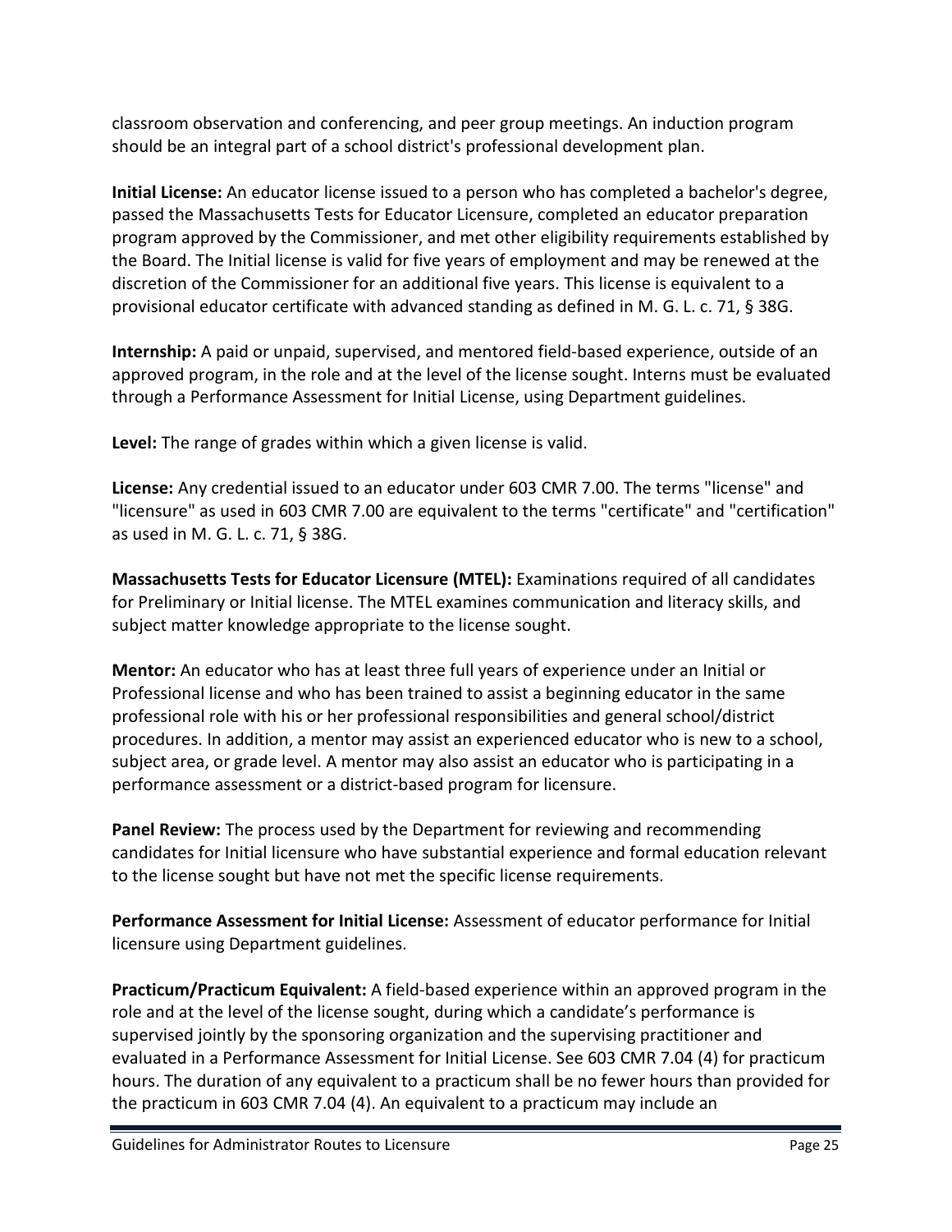classroom observation and conferencing, and peer group meetings. An induction program should be an integral part of a school district's professional development plan.

**Initial License:** An educator license issued to a person who has completed a bachelor's degree, passed the Massachusetts Tests for Educator Licensure, completed an educator preparation program approved by the Commissioner, and met other eligibility requirements established by the Board. The Initial license is valid for five years of employment and may be renewed at the discretion of the Commissioner for an additional five years. This license is equivalent to a provisional educator certificate with advanced standing as defined in M. G. L. c. 71, § 38G.

**Internship:** A paid or unpaid, supervised, and mentored field-based experience, outside of an approved program, in the role and at the level of the license sought. Interns must be evaluated through a Performance Assessment for Initial License, using Department guidelines.

**Level:** The range of grades within which a given license is valid.

**License:** Any credential issued to an educator under 603 CMR 7.00. The terms "license" and "licensure" as used in 603 CMR 7.00 are equivalent to the terms "certificate" and "certification" as used in M. G. L. c. 71, § 38G.

**Massachusetts Tests for Educator Licensure (MTEL):** Examinations required of all candidates for Preliminary or Initial license. The MTEL examines communication and literacy skills, and subject matter knowledge appropriate to the license sought.

**Mentor:** An educator who has at least three full years of experience under an Initial or Professional license and who has been trained to assist a beginning educator in the same professional role with his or her professional responsibilities and general school/district procedures. In addition, a mentor may assist an experienced educator who is new to a school, subject area, or grade level. A mentor may also assist an educator who is participating in a performance assessment or a district-based program for licensure.

**Panel Review:** The process used by the Department for reviewing and recommending candidates for Initial licensure who have substantial experience and formal education relevant to the license sought but have not met the specific license requirements.

**Performance Assessment for Initial License:** Assessment of educator performance for Initial licensure using Department guidelines.

**Practicum/Practicum Equivalent:** A field-based experience within an approved program in the role and at the level of the license sought, during which a candidate's performance is supervised jointly by the sponsoring organization and the supervising practitioner and evaluated in a Performance Assessment for Initial License. See 603 CMR 7.04 (4) for practicum hours. The duration of any equivalent to a practicum shall be no fewer hours than provided for the practicum in 603 CMR 7.04 (4). An equivalent to a practicum may include an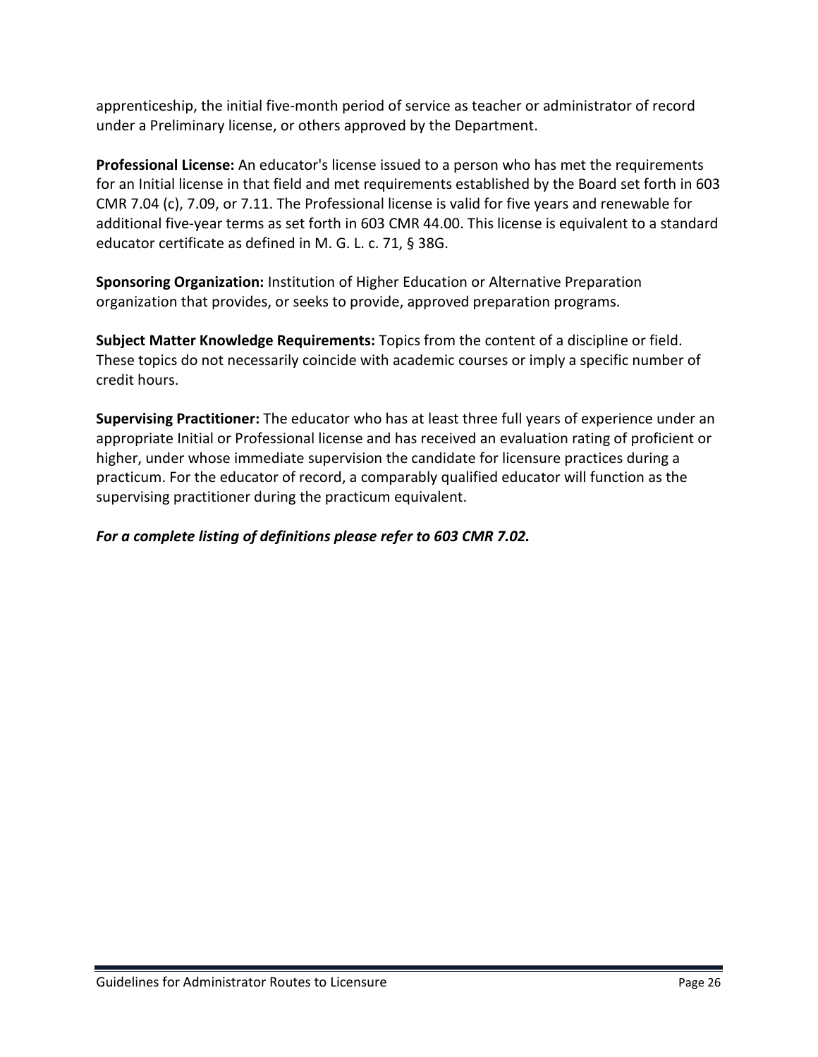apprenticeship, the initial five-month period of service as teacher or administrator of record under a Preliminary license, or others approved by the Department.

**Professional License:** An educator's license issued to a person who has met the requirements for an Initial license in that field and met requirements established by the Board set forth in 603 CMR 7.04 (c), 7.09, or 7.11. The Professional license is valid for five years and renewable for additional five-year terms as set forth in 603 CMR 44.00. This license is equivalent to a standard educator certificate as defined in M. G. L. c. 71, § 38G.

**Sponsoring Organization:** Institution of Higher Education or Alternative Preparation organization that provides, or seeks to provide, approved preparation programs.

**Subject Matter Knowledge Requirements:** Topics from the content of a discipline or field. These topics do not necessarily coincide with academic courses or imply a specific number of credit hours.

**Supervising Practitioner:** The educator who has at least three full years of experience under an appropriate Initial or Professional license and has received an evaluation rating of proficient or higher, under whose immediate supervision the candidate for licensure practices during a practicum. For the educator of record, a comparably qualified educator will function as the supervising practitioner during the practicum equivalent.

***For a complete listing of definitions please refer to 603 CMR 7.02.***